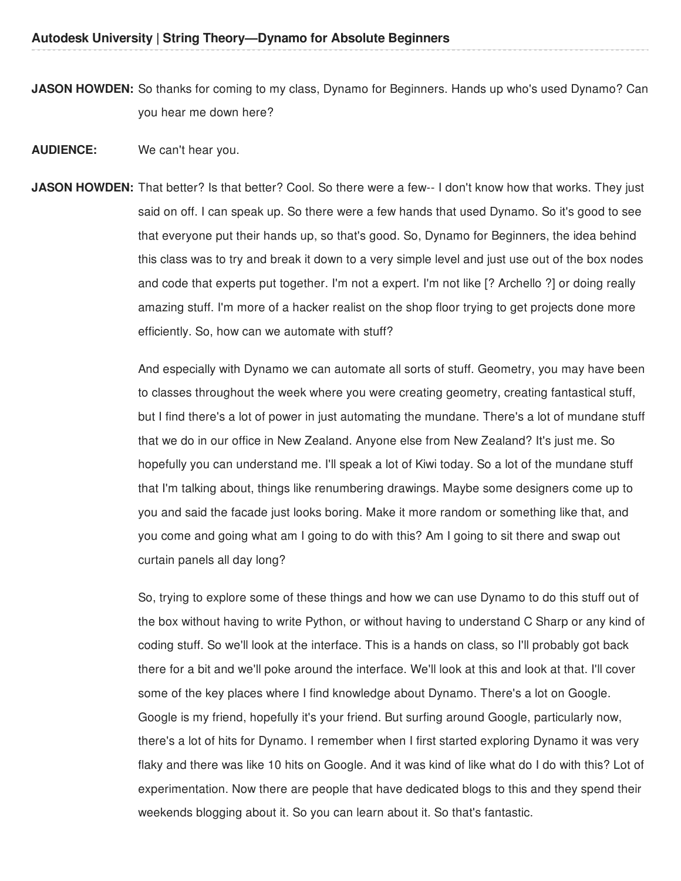**JASON HOWDEN:** So thanks for coming to my class, Dynamo for Beginners. Hands up who's used Dynamo? Can you hear me down here?

**AUDIENCE:** We can't hear you.

**JASON HOWDEN:** That better? Is that better? Cool. So there were a few-- I don't know how that works. They just said on off. I can speak up. So there were a few hands that used Dynamo. So it's good to see that everyone put their hands up, so that's good. So, Dynamo for Beginners, the idea behind this class was to try and break it down to a very simple level and just use out of the box nodes and code that experts put together. I'm not a expert. I'm not like [? Archello ?] or doing really amazing stuff. I'm more of a hacker realist on the shop floor trying to get projects done more efficiently. So, how can we automate with stuff?

And especially with Dynamo we can automate all sorts of stuff. Geometry, you may have been to classes throughout the week where you were creating geometry, creating fantastical stuff, but I find there's a lot of power in just automating the mundane. There's a lot of mundane stuff that we do in our office in New Zealand. Anyone else from New Zealand? It's just me. So hopefully you can understand me. I'll speak a lot of Kiwi today. So a lot of the mundane stuff that I'm talking about, things like renumbering drawings. Maybe some designers come up to you and said the facade just looks boring. Make it more random or something like that, and you come and going what am I going to do with this? Am I going to sit there and swap out curtain panels all day long?

So, trying to explore some of these things and how we can use Dynamo to do this stuff out of the box without having to write Python, or without having to understand C Sharp or any kind of coding stuff. So we'll look at the interface. This is a hands on class, so I'll probably got back there for a bit and we'll poke around the interface. We'll look at this and look at that. I'll cover some of the key places where I find knowledge about Dynamo. There's a lot on Google. Google is my friend, hopefully it's your friend. But surfing around Google, particularly now, there's a lot of hits for Dynamo. I remember when I first started exploring Dynamo it was very flaky and there was like 10 hits on Google. And it was kind of like what do I do with this? Lot of experimentation. Now there are people that have dedicated blogs to this and they spend their weekends blogging about it. So you can learn about it. So that's fantastic.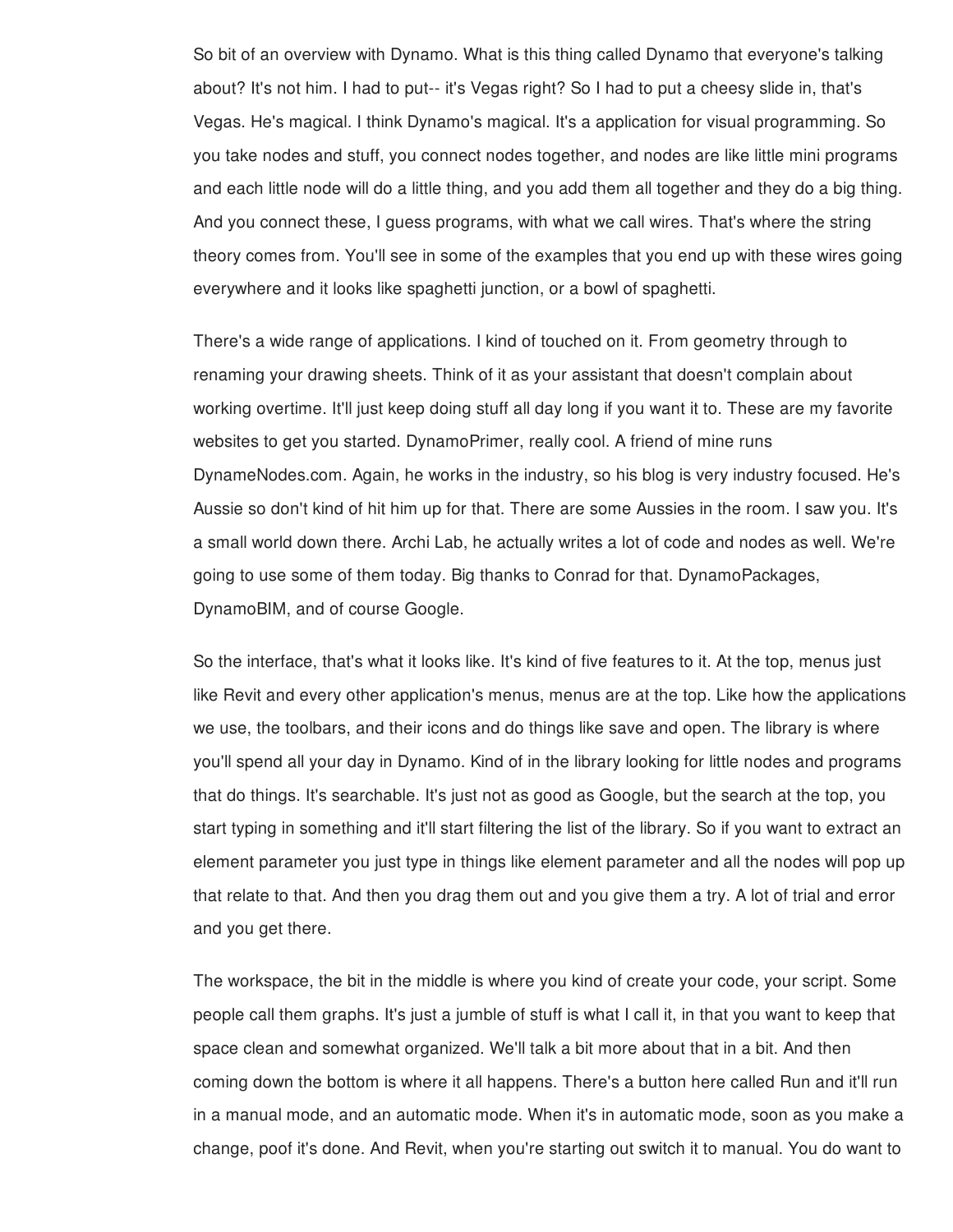So bit of an overview with Dynamo. What is this thing called Dynamo that everyone's talking about? It's not him. I had to put-- it's Vegas right? So I had to put a cheesy slide in, that's Vegas. He's magical. I think Dynamo's magical. It's a application for visual programming. So you take nodes and stuff, you connect nodes together, and nodes are like little mini programs and each little node will do a little thing, and you add them all together and they do a big thing. And you connect these, I guess programs, with what we call wires. That's where the string theory comes from. You'll see in some of the examples that you end up with these wires going everywhere and it looks like spaghetti junction, or a bowl of spaghetti.

There's a wide range of applications. I kind of touched on it. From geometry through to renaming your drawing sheets. Think of it as your assistant that doesn't complain about working overtime. It'll just keep doing stuff all day long if you want it to. These are my favorite websites to get you started. DynamoPrimer, really cool. A friend of mine runs DynameNodes.com. Again, he works in the industry, so his blog is very industry focused. He's Aussie so don't kind of hit him up for that. There are some Aussies in the room. I saw you. It's a small world down there. Archi Lab, he actually writes a lot of code and nodes as well. We're going to use some of them today. Big thanks to Conrad for that. DynamoPackages, DynamoBIM, and of course Google.

So the interface, that's what it looks like. It's kind of five features to it. At the top, menus just like Revit and every other application's menus, menus are at the top. Like how the applications we use, the toolbars, and their icons and do things like save and open. The library is where you'll spend all your day in Dynamo. Kind of in the library looking for little nodes and programs that do things. It's searchable. It's just not as good as Google, but the search at the top, you start typing in something and it'll start filtering the list of the library. So if you want to extract an element parameter you just type in things like element parameter and all the nodes will pop up that relate to that. And then you drag them out and you give them a try. A lot of trial and error and you get there.

The workspace, the bit in the middle is where you kind of create your code, your script. Some people call them graphs. It's just a jumble of stuff is what I call it, in that you want to keep that space clean and somewhat organized. We'll talk a bit more about that in a bit. And then coming down the bottom is where it all happens. There's a button here called Run and it'll run in a manual mode, and an automatic mode. When it's in automatic mode, soon as you make a change, poof it's done. And Revit, when you're starting out switch it to manual. You do want to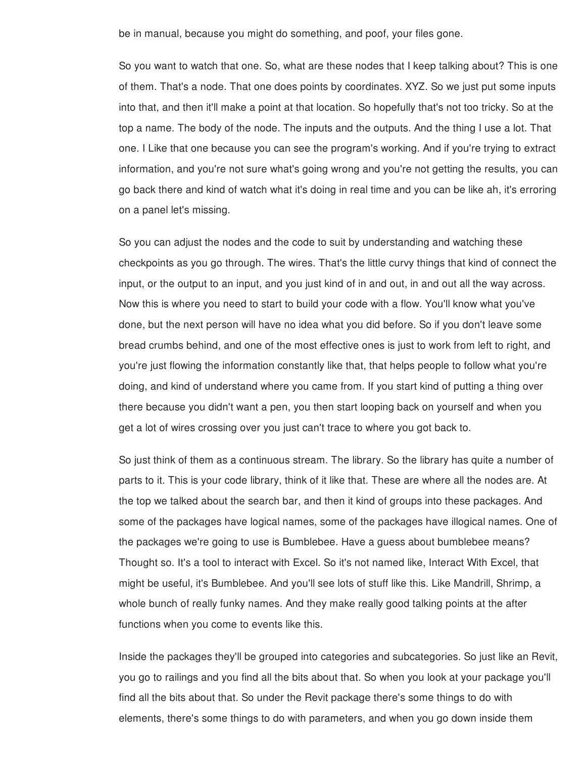be in manual, because you might do something, and poof, your files gone.

So you want to watch that one. So, what are these nodes that I keep talking about? This is one of them. That's a node. That one does points by coordinates. XYZ. So we just put some inputs into that, and then it'll make a point at that location. So hopefully that's not too tricky. So at the top a name. The body of the node. The inputs and the outputs. And the thing I use a lot. That one. I Like that one because you can see the program's working. And if you're trying to extract information, and you're not sure what's going wrong and you're not getting the results, you can go back there and kind of watch what it's doing in real time and you can be like ah, it's erroring on a panel let's missing.

So you can adjust the nodes and the code to suit by understanding and watching these checkpoints as you go through. The wires. That's the little curvy things that kind of connect the input, or the output to an input, and you just kind of in and out, in and out all the way across. Now this is where you need to start to build your code with a flow. You'll know what you've done, but the next person will have no idea what you did before. So if you don't leave some bread crumbs behind, and one of the most effective ones is just to work from left to right, and you're just flowing the information constantly like that, that helps people to follow what you're doing, and kind of understand where you came from. If you start kind of putting a thing over there because you didn't want a pen, you then start looping back on yourself and when you get a lot of wires crossing over you just can't trace to where you got back to.

So just think of them as a continuous stream. The library. So the library has quite a number of parts to it. This is your code library, think of it like that. These are where all the nodes are. At the top we talked about the search bar, and then it kind of groups into these packages. And some of the packages have logical names, some of the packages have illogical names. One of the packages we're going to use is Bumblebee. Have a guess about bumblebee means? Thought so. It's a tool to interact with Excel. So it's not named like, Interact With Excel, that might be useful, it's Bumblebee. And you'll see lots of stuff like this. Like Mandrill, Shrimp, a whole bunch of really funky names. And they make really good talking points at the after functions when you come to events like this.

Inside the packages they'll be grouped into categories and subcategories. So just like an Revit, you go to railings and you find all the bits about that. So when you look at your package you'll find all the bits about that. So under the Revit package there's some things to do with elements, there's some things to do with parameters, and when you go down inside them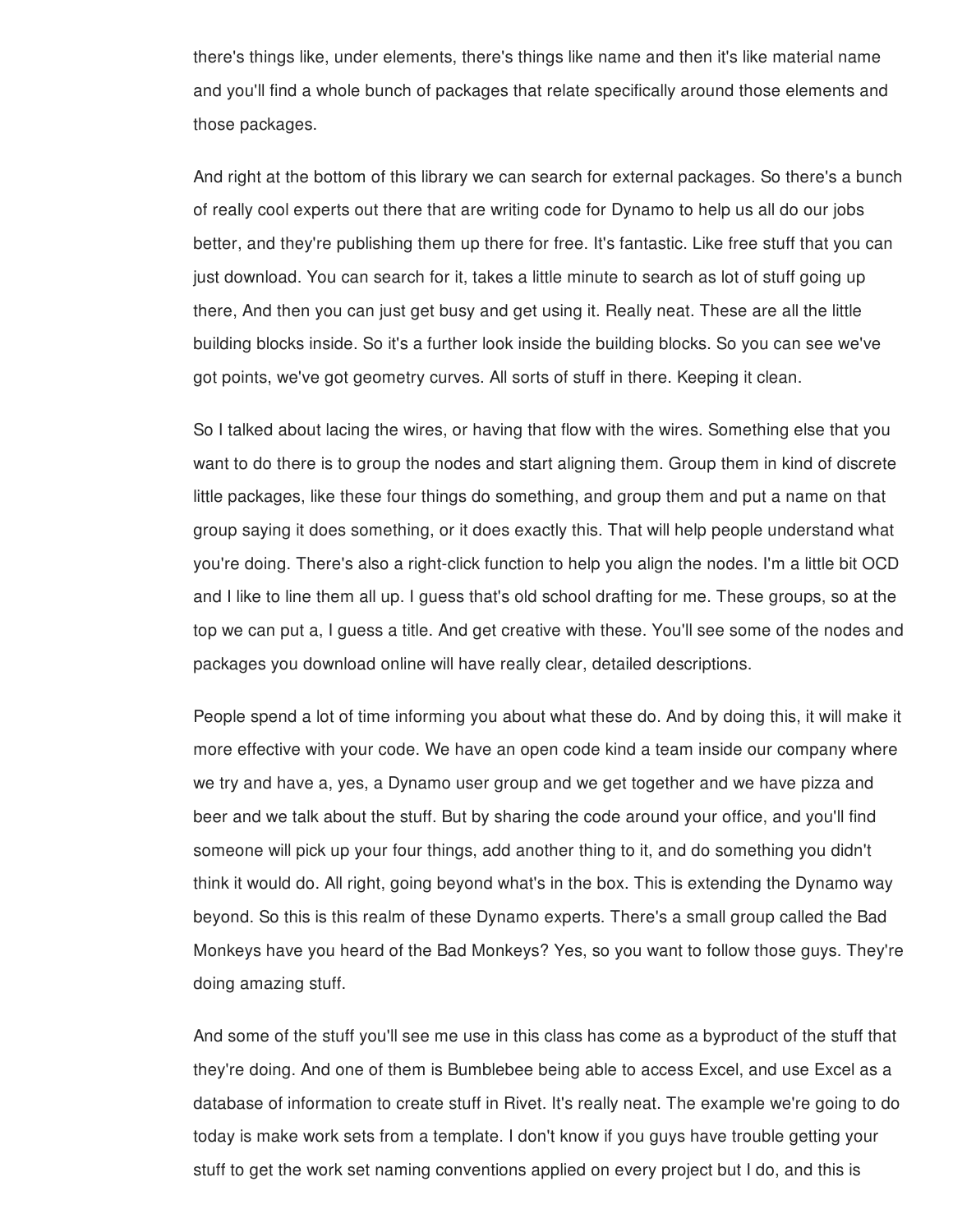there's things like, under elements, there's things like name and then it's like material name and you'll find a whole bunch of packages that relate specifically around those elements and those packages.

And right at the bottom of this library we can search for external packages. So there's a bunch of really cool experts out there that are writing code for Dynamo to help us all do our jobs better, and they're publishing them up there for free. It's fantastic. Like free stuff that you can just download. You can search for it, takes a little minute to search as lot of stuff going up there, And then you can just get busy and get using it. Really neat. These are all the little building blocks inside. So it's a further look inside the building blocks. So you can see we've got points, we've got geometry curves. All sorts of stuff in there. Keeping it clean.

So I talked about lacing the wires, or having that flow with the wires. Something else that you want to do there is to group the nodes and start aligning them. Group them in kind of discrete little packages, like these four things do something, and group them and put a name on that group saying it does something, or it does exactly this. That will help people understand what you're doing. There's also a right-click function to help you align the nodes. I'm a little bit OCD and I like to line them all up. I guess that's old school drafting for me. These groups, so at the top we can put a, I guess a title. And get creative with these. You'll see some of the nodes and packages you download online will have really clear, detailed descriptions.

People spend a lot of time informing you about what these do. And by doing this, it will make it more effective with your code. We have an open code kind a team inside our company where we try and have a, yes, a Dynamo user group and we get together and we have pizza and beer and we talk about the stuff. But by sharing the code around your office, and you'll find someone will pick up your four things, add another thing to it, and do something you didn't think it would do. All right, going beyond what's in the box. This is extending the Dynamo way beyond. So this is this realm of these Dynamo experts. There's a small group called the Bad Monkeys have you heard of the Bad Monkeys? Yes, so you want to follow those guys. They're doing amazing stuff.

And some of the stuff you'll see me use in this class has come as a byproduct of the stuff that they're doing. And one of them is Bumblebee being able to access Excel, and use Excel as a database of information to create stuff in Rivet. It's really neat. The example we're going to do today is make work sets from a template. I don't know if you guys have trouble getting your stuff to get the work set naming conventions applied on every project but I do, and this is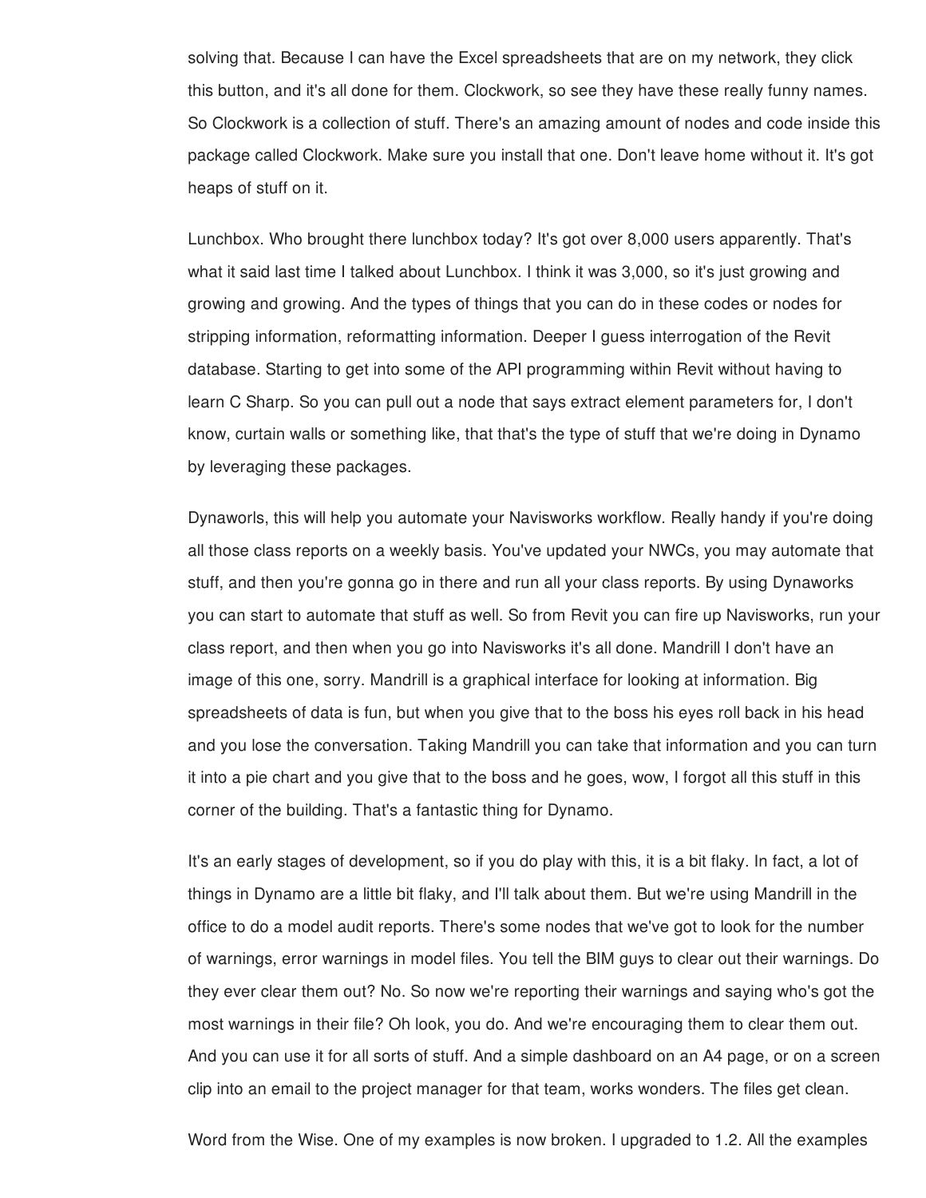solving that. Because I can have the Excel spreadsheets that are on my network, they click this button, and it's all done for them. Clockwork, so see they have these really funny names. So Clockwork is a collection of stuff. There's an amazing amount of nodes and code inside this package called Clockwork. Make sure you install that one. Don't leave home without it. It's got heaps of stuff on it.

Lunchbox. Who brought there lunchbox today? It's got over 8,000 users apparently. That's what it said last time I talked about Lunchbox. I think it was 3,000, so it's just growing and growing and growing. And the types of things that you can do in these codes or nodes for stripping information, reformatting information. Deeper I guess interrogation of the Revit database. Starting to get into some of the API programming within Revit without having to learn C Sharp. So you can pull out a node that says extract element parameters for, I don't know, curtain walls or something like, that that's the type of stuff that we're doing in Dynamo by leveraging these packages.

Dynaworls, this will help you automate your Navisworks workflow. Really handy if you're doing all those class reports on a weekly basis. You've updated your NWCs, you may automate that stuff, and then you're gonna go in there and run all your class reports. By using Dynaworks you can start to automate that stuff as well. So from Revit you can fire up Navisworks, run your class report, and then when you go into Navisworks it's all done. Mandrill I don't have an image of this one, sorry. Mandrill is a graphical interface for looking at information. Big spreadsheets of data is fun, but when you give that to the boss his eyes roll back in his head and you lose the conversation. Taking Mandrill you can take that information and you can turn it into a pie chart and you give that to the boss and he goes, wow, I forgot all this stuff in this corner of the building. That's a fantastic thing for Dynamo.

It's an early stages of development, so if you do play with this, it is a bit flaky. In fact, a lot of things in Dynamo are a little bit flaky, and I'll talk about them. But we're using Mandrill in the office to do a model audit reports. There's some nodes that we've got to look for the number of warnings, error warnings in model files. You tell the BIM guys to clear out their warnings. Do they ever clear them out? No. So now we're reporting their warnings and saying who's got the most warnings in their file? Oh look, you do. And we're encouraging them to clear them out. And you can use it for all sorts of stuff. And a simple dashboard on an A4 page, or on a screen clip into an email to the project manager for that team, works wonders. The files get clean.

Word from the Wise. One of my examples is now broken. I upgraded to 1.2. All the examples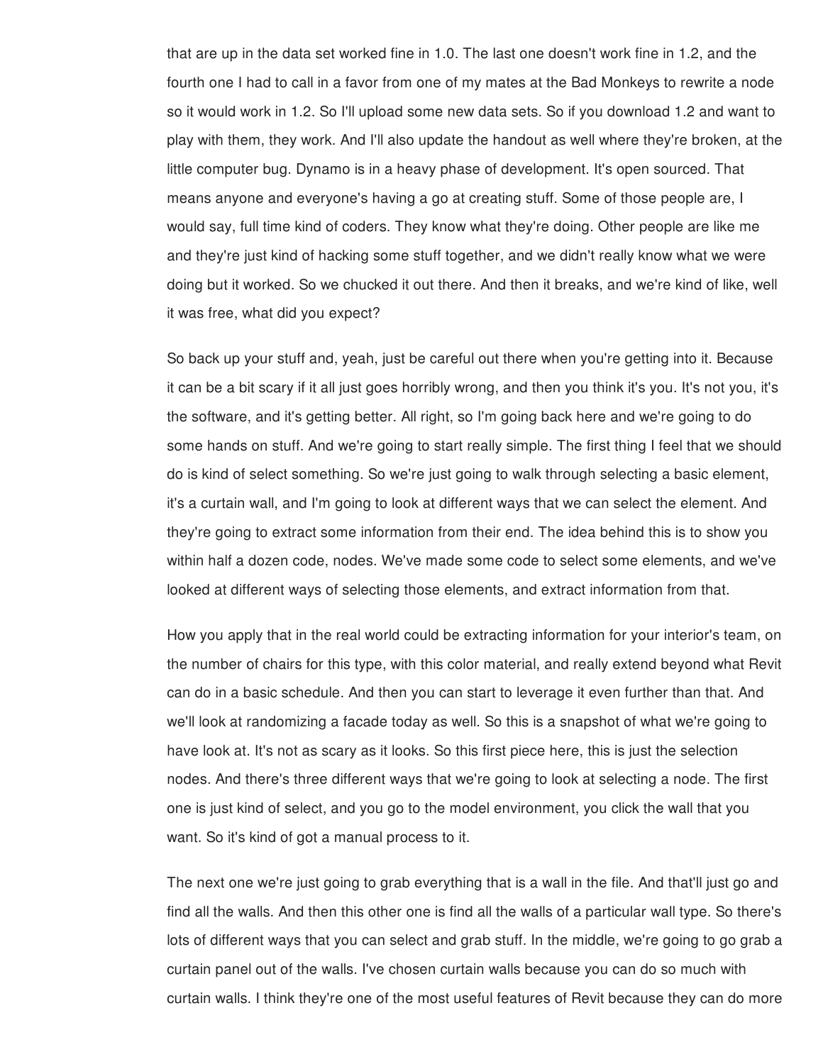that are up in the data set worked fine in 1.0. The last one doesn't work fine in 1.2, and the fourth one I had to call in a favor from one of my mates at the Bad Monkeys to rewrite a node so it would work in 1.2. So I'll upload some new data sets. So if you download 1.2 and want to play with them, they work. And I'll also update the handout as well where they're broken, at the little computer bug. Dynamo is in a heavy phase of development. It's open sourced. That means anyone and everyone's having a go at creating stuff. Some of those people are, I would say, full time kind of coders. They know what they're doing. Other people are like me and they're just kind of hacking some stuff together, and we didn't really know what we were doing but it worked. So we chucked it out there. And then it breaks, and we're kind of like, well it was free, what did you expect?

So back up your stuff and, yeah, just be careful out there when you're getting into it. Because it can be a bit scary if it all just goes horribly wrong, and then you think it's you. It's not you, it's the software, and it's getting better. All right, so I'm going back here and we're going to do some hands on stuff. And we're going to start really simple. The first thing I feel that we should do is kind of select something. So we're just going to walk through selecting a basic element, it's a curtain wall, and I'm going to look at different ways that we can select the element. And they're going to extract some information from their end. The idea behind this is to show you within half a dozen code, nodes. We've made some code to select some elements, and we've looked at different ways of selecting those elements, and extract information from that.

How you apply that in the real world could be extracting information for your interior's team, on the number of chairs for this type, with this color material, and really extend beyond what Revit can do in a basic schedule. And then you can start to leverage it even further than that. And we'll look at randomizing a facade today as well. So this is a snapshot of what we're going to have look at. It's not as scary as it looks. So this first piece here, this is just the selection nodes. And there's three different ways that we're going to look at selecting a node. The first one is just kind of select, and you go to the model environment, you click the wall that you want. So it's kind of got a manual process to it.

The next one we're just going to grab everything that is a wall in the file. And that'll just go and find all the walls. And then this other one is find all the walls of a particular wall type. So there's lots of different ways that you can select and grab stuff. In the middle, we're going to go grab a curtain panel out of the walls. I've chosen curtain walls because you can do so much with curtain walls. I think they're one of the most useful features of Revit because they can do more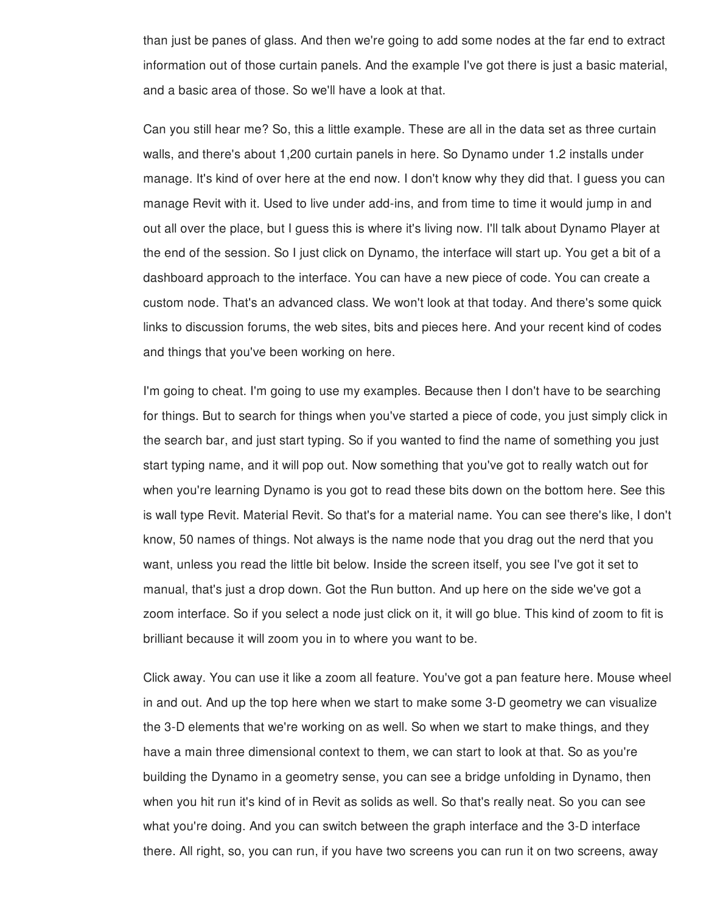than just be panes of glass. And then we're going to add some nodes at the far end to extract information out of those curtain panels. And the example I've got there is just a basic material, and a basic area of those. So we'll have a look at that.

Can you still hear me? So, this a little example. These are all in the data set as three curtain walls, and there's about 1,200 curtain panels in here. So Dynamo under 1.2 installs under manage. It's kind of over here at the end now. I don't know why they did that. I guess you can manage Revit with it. Used to live under add-ins, and from time to time it would jump in and out all over the place, but I guess this is where it's living now. I'll talk about Dynamo Player at the end of the session. So I just click on Dynamo, the interface will start up. You get a bit of a dashboard approach to the interface. You can have a new piece of code. You can create a custom node. That's an advanced class. We won't look at that today. And there's some quick links to discussion forums, the web sites, bits and pieces here. And your recent kind of codes and things that you've been working on here.

I'm going to cheat. I'm going to use my examples. Because then I don't have to be searching for things. But to search for things when you've started a piece of code, you just simply click in the search bar, and just start typing. So if you wanted to find the name of something you just start typing name, and it will pop out. Now something that you've got to really watch out for when you're learning Dynamo is you got to read these bits down on the bottom here. See this is wall type Revit. Material Revit. So that's for a material name. You can see there's like, I don't know, 50 names of things. Not always is the name node that you drag out the nerd that you want, unless you read the little bit below. Inside the screen itself, you see I've got it set to manual, that's just a drop down. Got the Run button. And up here on the side we've got a zoom interface. So if you select a node just click on it, it will go blue. This kind of zoom to fit is brilliant because it will zoom you in to where you want to be.

Click away. You can use it like a zoom all feature. You've got a pan feature here. Mouse wheel in and out. And up the top here when we start to make some 3-D geometry we can visualize the 3-D elements that we're working on as well. So when we start to make things, and they have a main three dimensional context to them, we can start to look at that. So as you're building the Dynamo in a geometry sense, you can see a bridge unfolding in Dynamo, then when you hit run it's kind of in Revit as solids as well. So that's really neat. So you can see what you're doing. And you can switch between the graph interface and the 3-D interface there. All right, so, you can run, if you have two screens you can run it on two screens, away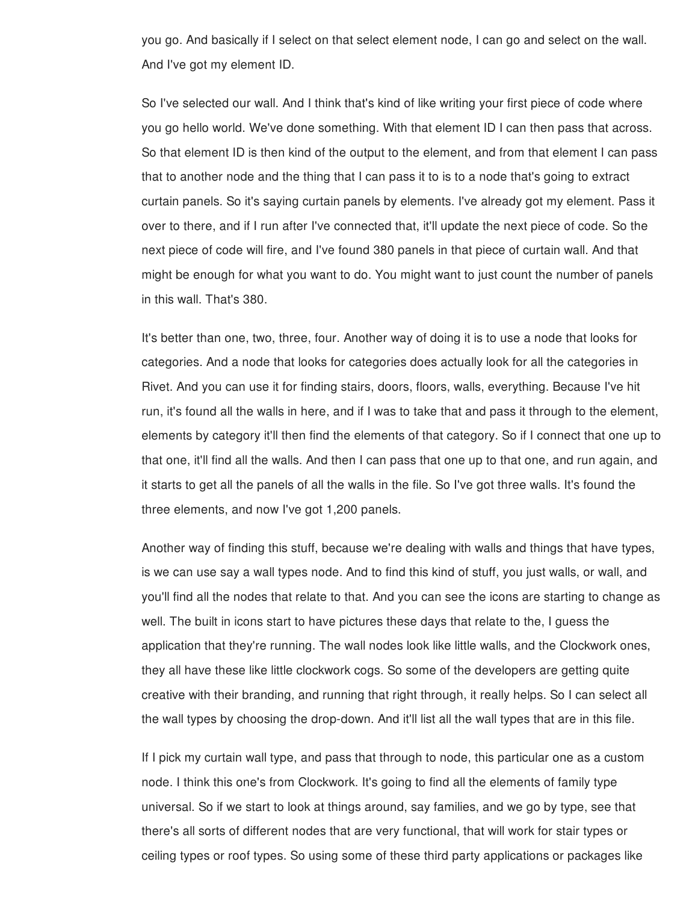you go. And basically if I select on that select element node, I can go and select on the wall. And I've got my element ID.

So I've selected our wall. And I think that's kind of like writing your first piece of code where you go hello world. We've done something. With that element ID I can then pass that across. So that element ID is then kind of the output to the element, and from that element I can pass that to another node and the thing that I can pass it to is to a node that's going to extract curtain panels. So it's saying curtain panels by elements. I've already got my element. Pass it over to there, and if I run after I've connected that, it'll update the next piece of code. So the next piece of code will fire, and I've found 380 panels in that piece of curtain wall. And that might be enough for what you want to do. You might want to just count the number of panels in this wall. That's 380.

It's better than one, two, three, four. Another way of doing it is to use a node that looks for categories. And a node that looks for categories does actually look for all the categories in Rivet. And you can use it for finding stairs, doors, floors, walls, everything. Because I've hit run, it's found all the walls in here, and if I was to take that and pass it through to the element, elements by category it'll then find the elements of that category. So if I connect that one up to that one, it'll find all the walls. And then I can pass that one up to that one, and run again, and it starts to get all the panels of all the walls in the file. So I've got three walls. It's found the three elements, and now I've got 1,200 panels.

Another way of finding this stuff, because we're dealing with walls and things that have types, is we can use say a wall types node. And to find this kind of stuff, you just walls, or wall, and you'll find all the nodes that relate to that. And you can see the icons are starting to change as well. The built in icons start to have pictures these days that relate to the, I guess the application that they're running. The wall nodes look like little walls, and the Clockwork ones, they all have these like little clockwork cogs. So some of the developers are getting quite creative with their branding, and running that right through, it really helps. So I can select all the wall types by choosing the drop-down. And it'll list all the wall types that are in this file.

If I pick my curtain wall type, and pass that through to node, this particular one as a custom node. I think this one's from Clockwork. It's going to find all the elements of family type universal. So if we start to look at things around, say families, and we go by type, see that there's all sorts of different nodes that are very functional, that will work for stair types or ceiling types or roof types. So using some of these third party applications or packages like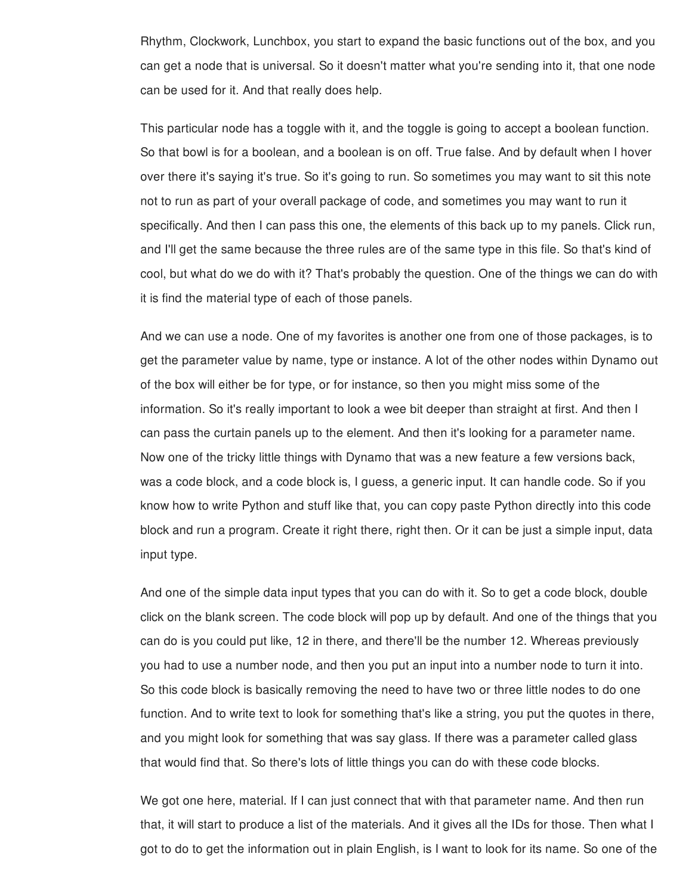Rhythm, Clockwork, Lunchbox, you start to expand the basic functions out of the box, and you can get a node that is universal. So it doesn't matter what you're sending into it, that one node can be used for it. And that really does help.

This particular node has a toggle with it, and the toggle is going to accept a boolean function. So that bowl is for a boolean, and a boolean is on off. True false. And by default when I hover over there it's saying it's true. So it's going to run. So sometimes you may want to sit this note not to run as part of your overall package of code, and sometimes you may want to run it specifically. And then I can pass this one, the elements of this back up to my panels. Click run, and I'll get the same because the three rules are of the same type in this file. So that's kind of cool, but what do we do with it? That's probably the question. One of the things we can do with it is find the material type of each of those panels.

And we can use a node. One of my favorites is another one from one of those packages, is to get the parameter value by name, type or instance. A lot of the other nodes within Dynamo out of the box will either be for type, or for instance, so then you might miss some of the information. So it's really important to look a wee bit deeper than straight at first. And then I can pass the curtain panels up to the element. And then it's looking for a parameter name. Now one of the tricky little things with Dynamo that was a new feature a few versions back, was a code block, and a code block is, I guess, a generic input. It can handle code. So if you know how to write Python and stuff like that, you can copy paste Python directly into this code block and run a program. Create it right there, right then. Or it can be just a simple input, data input type.

And one of the simple data input types that you can do with it. So to get a code block, double click on the blank screen. The code block will pop up by default. And one of the things that you can do is you could put like, 12 in there, and there'll be the number 12. Whereas previously you had to use a number node, and then you put an input into a number node to turn it into. So this code block is basically removing the need to have two or three little nodes to do one function. And to write text to look for something that's like a string, you put the quotes in there, and you might look for something that was say glass. If there was a parameter called glass that would find that. So there's lots of little things you can do with these code blocks.

We got one here, material. If I can just connect that with that parameter name. And then run that, it will start to produce a list of the materials. And it gives all the IDs for those. Then what I got to do to get the information out in plain English, is I want to look for its name. So one of the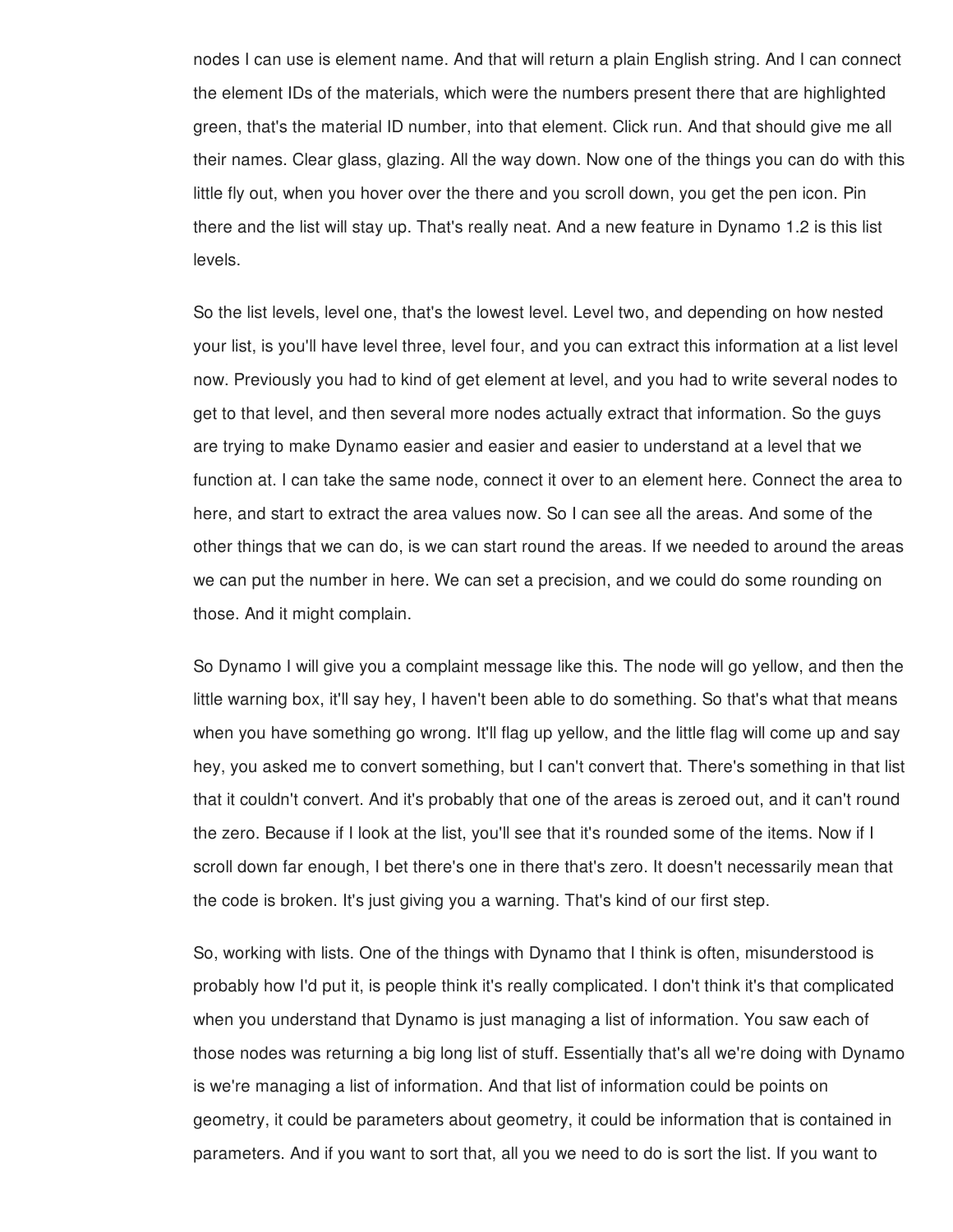nodes I can use is element name. And that will return a plain English string. And I can connect the element IDs of the materials, which were the numbers present there that are highlighted green, that's the material ID number, into that element. Click run. And that should give me all their names. Clear glass, glazing. All the way down. Now one of the things you can do with this little fly out, when you hover over the there and you scroll down, you get the pen icon. Pin there and the list will stay up. That's really neat. And a new feature in Dynamo 1.2 is this list levels.

So the list levels, level one, that's the lowest level. Level two, and depending on how nested your list, is you'll have level three, level four, and you can extract this information at a list level now. Previously you had to kind of get element at level, and you had to write several nodes to get to that level, and then several more nodes actually extract that information. So the guys are trying to make Dynamo easier and easier and easier to understand at a level that we function at. I can take the same node, connect it over to an element here. Connect the area to here, and start to extract the area values now. So I can see all the areas. And some of the other things that we can do, is we can start round the areas. If we needed to around the areas we can put the number in here. We can set a precision, and we could do some rounding on those. And it might complain.

So Dynamo I will give you a complaint message like this. The node will go yellow, and then the little warning box, it'll say hey, I haven't been able to do something. So that's what that means when you have something go wrong. It'll flag up yellow, and the little flag will come up and say hey, you asked me to convert something, but I can't convert that. There's something in that list that it couldn't convert. And it's probably that one of the areas is zeroed out, and it can't round the zero. Because if I look at the list, you'll see that it's rounded some of the items. Now if I scroll down far enough, I bet there's one in there that's zero. It doesn't necessarily mean that the code is broken. It's just giving you a warning. That's kind of our first step.

So, working with lists. One of the things with Dynamo that I think is often, misunderstood is probably how I'd put it, is people think it's really complicated. I don't think it's that complicated when you understand that Dynamo is just managing a list of information. You saw each of those nodes was returning a big long list of stuff. Essentially that's all we're doing with Dynamo is we're managing a list of information. And that list of information could be points on geometry, it could be parameters about geometry, it could be information that is contained in parameters. And if you want to sort that, all you we need to do is sort the list. If you want to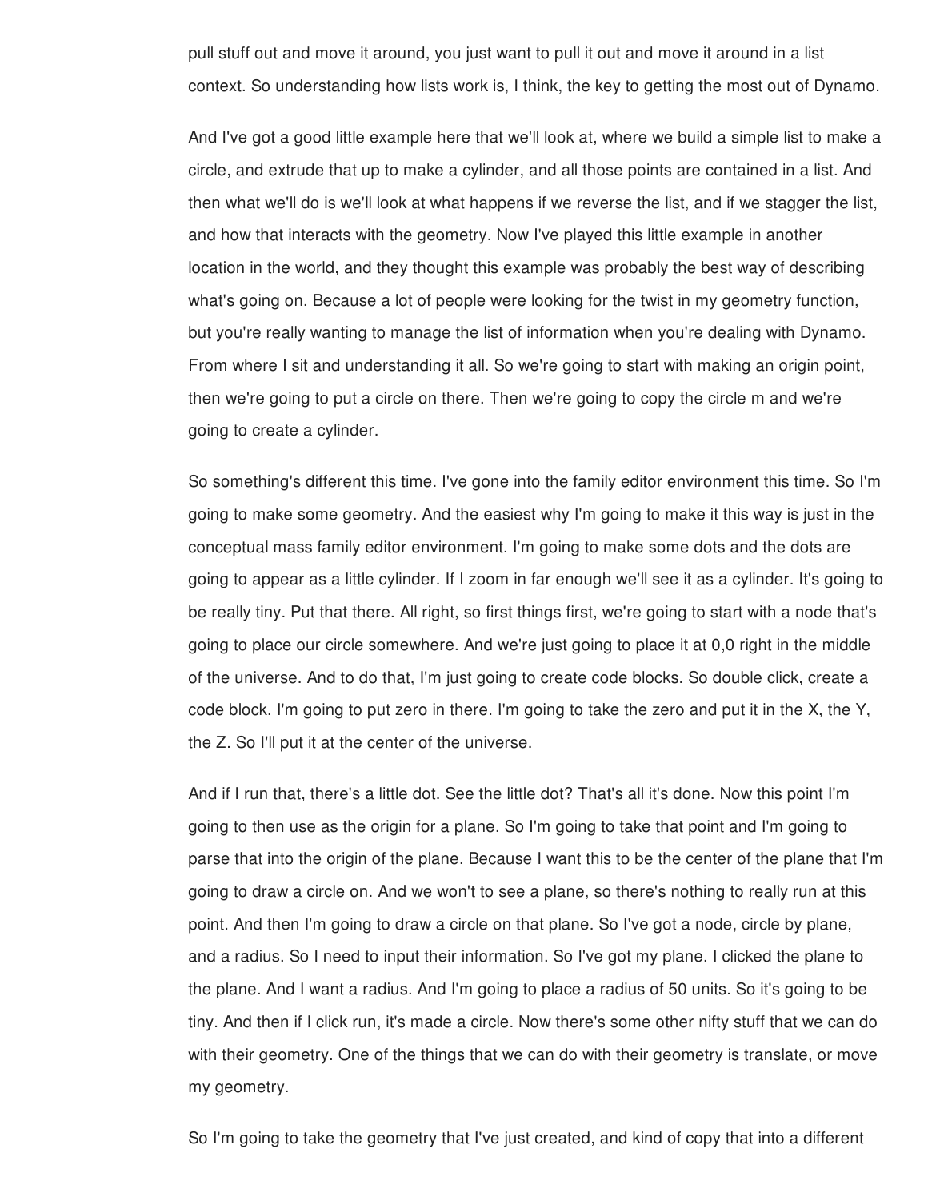pull stuff out and move it around, you just want to pull it out and move it around in a list context. So understanding how lists work is, I think, the key to getting the most out of Dynamo.

And I've got a good little example here that we'll look at, where we build a simple list to make a circle, and extrude that up to make a cylinder, and all those points are contained in a list. And then what we'll do is we'll look at what happens if we reverse the list, and if we stagger the list, and how that interacts with the geometry. Now I've played this little example in another location in the world, and they thought this example was probably the best way of describing what's going on. Because a lot of people were looking for the twist in my geometry function, but you're really wanting to manage the list of information when you're dealing with Dynamo. From where I sit and understanding it all. So we're going to start with making an origin point, then we're going to put a circle on there. Then we're going to copy the circle m and we're going to create a cylinder.

So something's different this time. I've gone into the family editor environment this time. So I'm going to make some geometry. And the easiest why I'm going to make it this way is just in the conceptual mass family editor environment. I'm going to make some dots and the dots are going to appear as a little cylinder. If I zoom in far enough we'll see it as a cylinder. It's going to be really tiny. Put that there. All right, so first things first, we're going to start with a node that's going to place our circle somewhere. And we're just going to place it at 0,0 right in the middle of the universe. And to do that, I'm just going to create code blocks. So double click, create a code block. I'm going to put zero in there. I'm going to take the zero and put it in the X, the Y, the Z. So I'll put it at the center of the universe.

And if I run that, there's a little dot. See the little dot? That's all it's done. Now this point I'm going to then use as the origin for a plane. So I'm going to take that point and I'm going to parse that into the origin of the plane. Because I want this to be the center of the plane that I'm going to draw a circle on. And we won't to see a plane, so there's nothing to really run at this point. And then I'm going to draw a circle on that plane. So I've got a node, circle by plane, and a radius. So I need to input their information. So I've got my plane. I clicked the plane to the plane. And I want a radius. And I'm going to place a radius of 50 units. So it's going to be tiny. And then if I click run, it's made a circle. Now there's some other nifty stuff that we can do with their geometry. One of the things that we can do with their geometry is translate, or move my geometry.

So I'm going to take the geometry that I've just created, and kind of copy that into a different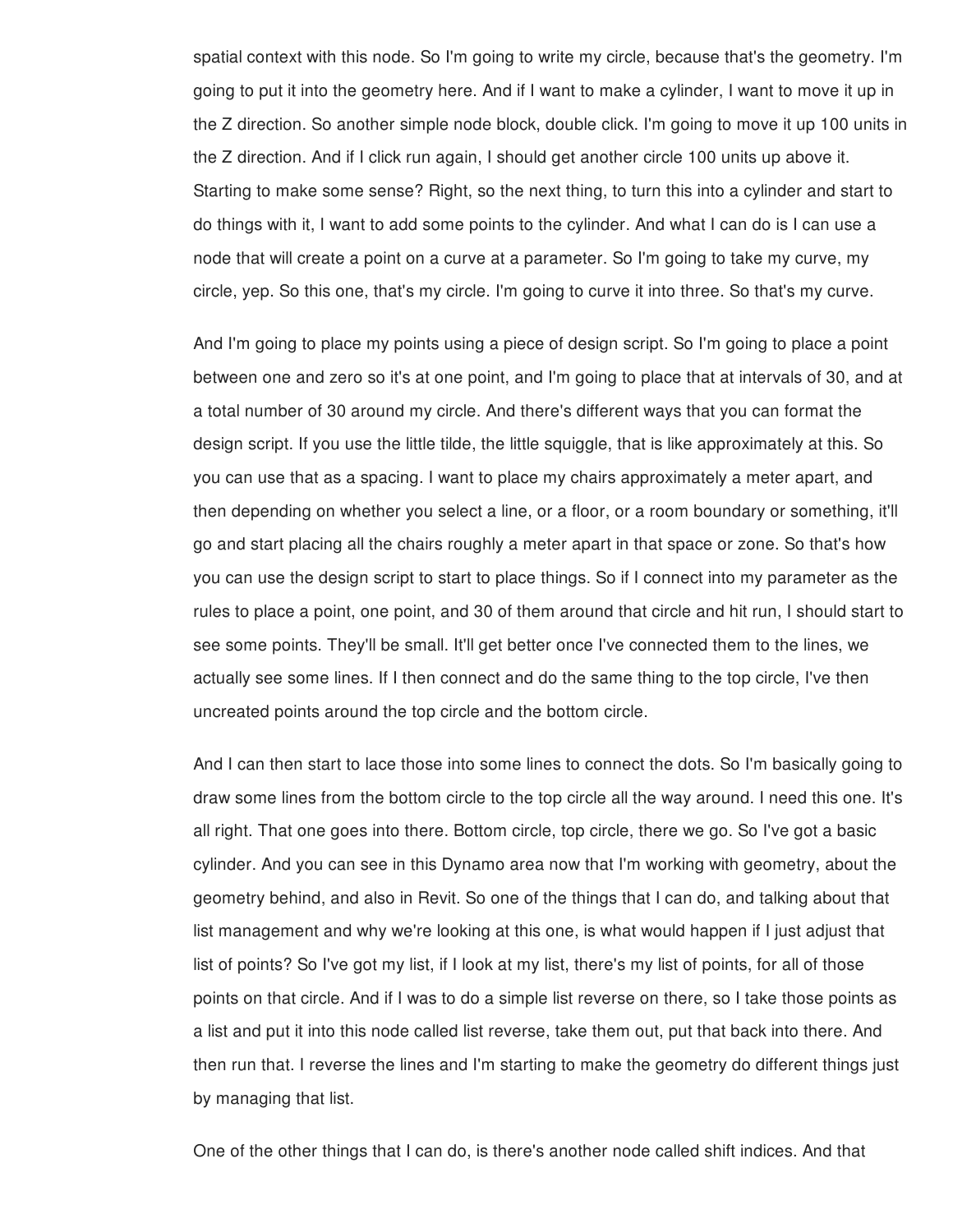spatial context with this node. So I'm going to write my circle, because that's the geometry. I'm going to put it into the geometry here. And if I want to make a cylinder, I want to move it up in the Z direction. So another simple node block, double click. I'm going to move it up 100 units in the Z direction. And if I click run again, I should get another circle 100 units up above it. Starting to make some sense? Right, so the next thing, to turn this into a cylinder and start to do things with it, I want to add some points to the cylinder. And what I can do is I can use a node that will create a point on a curve at a parameter. So I'm going to take my curve, my circle, yep. So this one, that's my circle. I'm going to curve it into three. So that's my curve.

And I'm going to place my points using a piece of design script. So I'm going to place a point between one and zero so it's at one point, and I'm going to place that at intervals of 30, and at a total number of 30 around my circle. And there's different ways that you can format the design script. If you use the little tilde, the little squiggle, that is like approximately at this. So you can use that as a spacing. I want to place my chairs approximately a meter apart, and then depending on whether you select a line, or a floor, or a room boundary or something, it'll go and start placing all the chairs roughly a meter apart in that space or zone. So that's how you can use the design script to start to place things. So if I connect into my parameter as the rules to place a point, one point, and 30 of them around that circle and hit run, I should start to see some points. They'll be small. It'll get better once I've connected them to the lines, we actually see some lines. If I then connect and do the same thing to the top circle, I've then uncreated points around the top circle and the bottom circle.

And I can then start to lace those into some lines to connect the dots. So I'm basically going to draw some lines from the bottom circle to the top circle all the way around. I need this one. It's all right. That one goes into there. Bottom circle, top circle, there we go. So I've got a basic cylinder. And you can see in this Dynamo area now that I'm working with geometry, about the geometry behind, and also in Revit. So one of the things that I can do, and talking about that list management and why we're looking at this one, is what would happen if I just adjust that list of points? So I've got my list, if I look at my list, there's my list of points, for all of those points on that circle. And if I was to do a simple list reverse on there, so I take those points as a list and put it into this node called list reverse, take them out, put that back into there. And then run that. I reverse the lines and I'm starting to make the geometry do different things just by managing that list.

One of the other things that I can do, is there's another node called shift indices. And that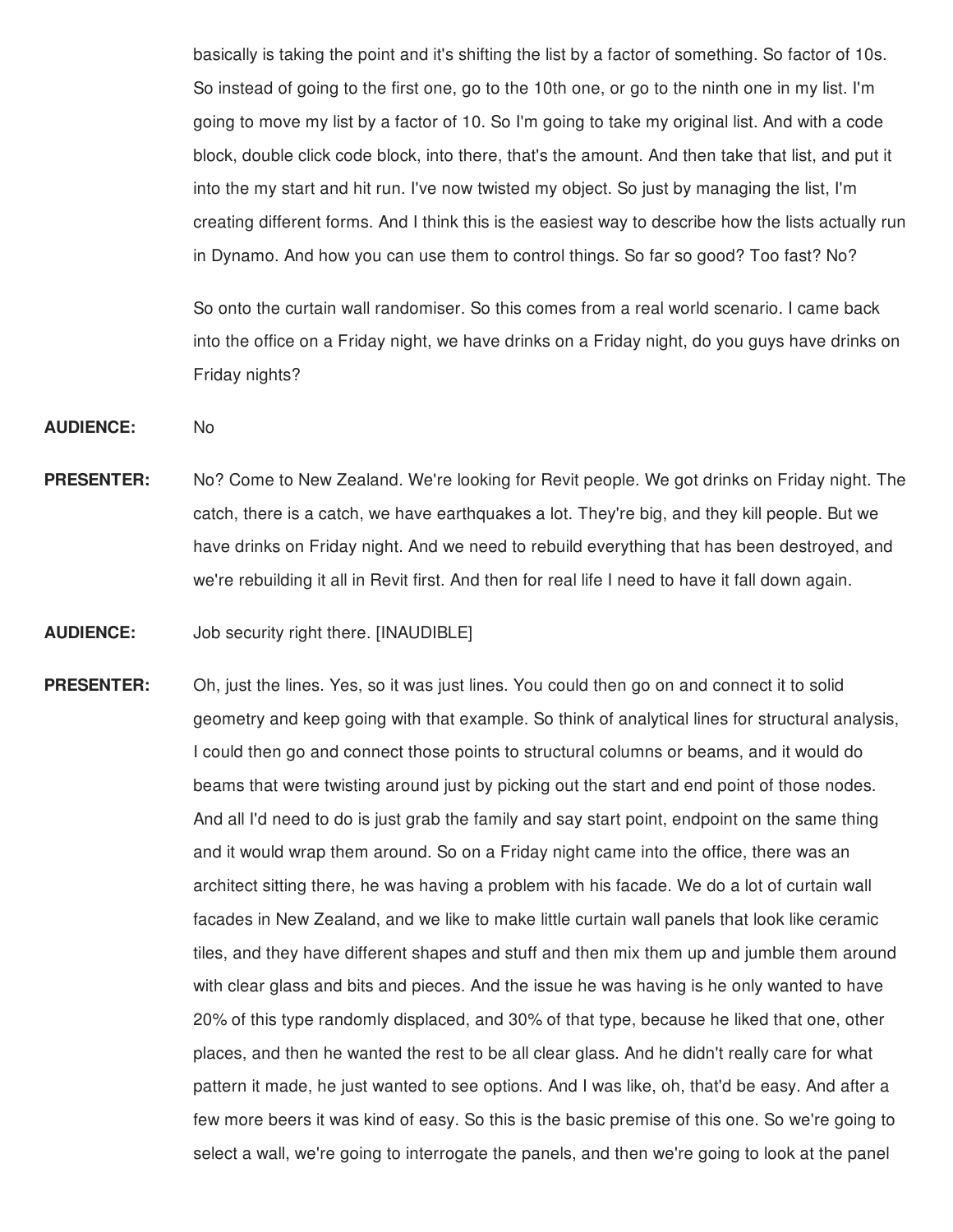basically is taking the point and it's shifting the list by a factor of something. So factor of 10s. So instead of going to the first one, go to the 10th one, or go to the ninth one in my list. I'm going to move my list by a factor of 10. So I'm going to take my original list. And with a code block, double click code block, into there, that's the amount. And then take that list, and put it into the my start and hit run. I've now twisted my object. So just by managing the list, I'm creating different forms. And I think this is the easiest way to describe how the lists actually run in Dynamo. And how you can use them to control things. So far so good? Too fast? No?

So onto the curtain wall randomiser. So this comes from a real world scenario. I came back into the office on a Friday night, we have drinks on a Friday night, do you guys have drinks on Friday nights?

**AUDIENCE:** No

**PRESENTER:** No? Come to New Zealand. We're looking for Revit people. We got drinks on Friday night. The catch, there is a catch, we have earthquakes a lot. They're big, and they kill people. But we have drinks on Friday night. And we need to rebuild everything that has been destroyed, and we're rebuilding it all in Revit first. And then for real life I need to have it fall down again.

**AUDIENCE:** Job security right there. [INAUDIBLE]

**PRESENTER:** Oh, just the lines. Yes, so it was just lines. You could then go on and connect it to solid geometry and keep going with that example. So think of analytical lines for structural analysis, I could then go and connect those points to structural columns or beams, and it would do beams that were twisting around just by picking out the start and end point of those nodes. And all I'd need to do is just grab the family and say start point, endpoint on the same thing and it would wrap them around. So on a Friday night came into the office, there was an architect sitting there, he was having a problem with his facade. We do a lot of curtain wall facades in New Zealand, and we like to make little curtain wall panels that look like ceramic tiles, and they have different shapes and stuff and then mix them up and jumble them around with clear glass and bits and pieces. And the issue he was having is he only wanted to have 20% of this type randomly displaced, and 30% of that type, because he liked that one, other places, and then he wanted the rest to be all clear glass. And he didn't really care for what pattern it made, he just wanted to see options. And I was like, oh, that'd be easy. And after a few more beers it was kind of easy. So this is the basic premise of this one. So we're going to select a wall, we're going to interrogate the panels, and then we're going to look at the panel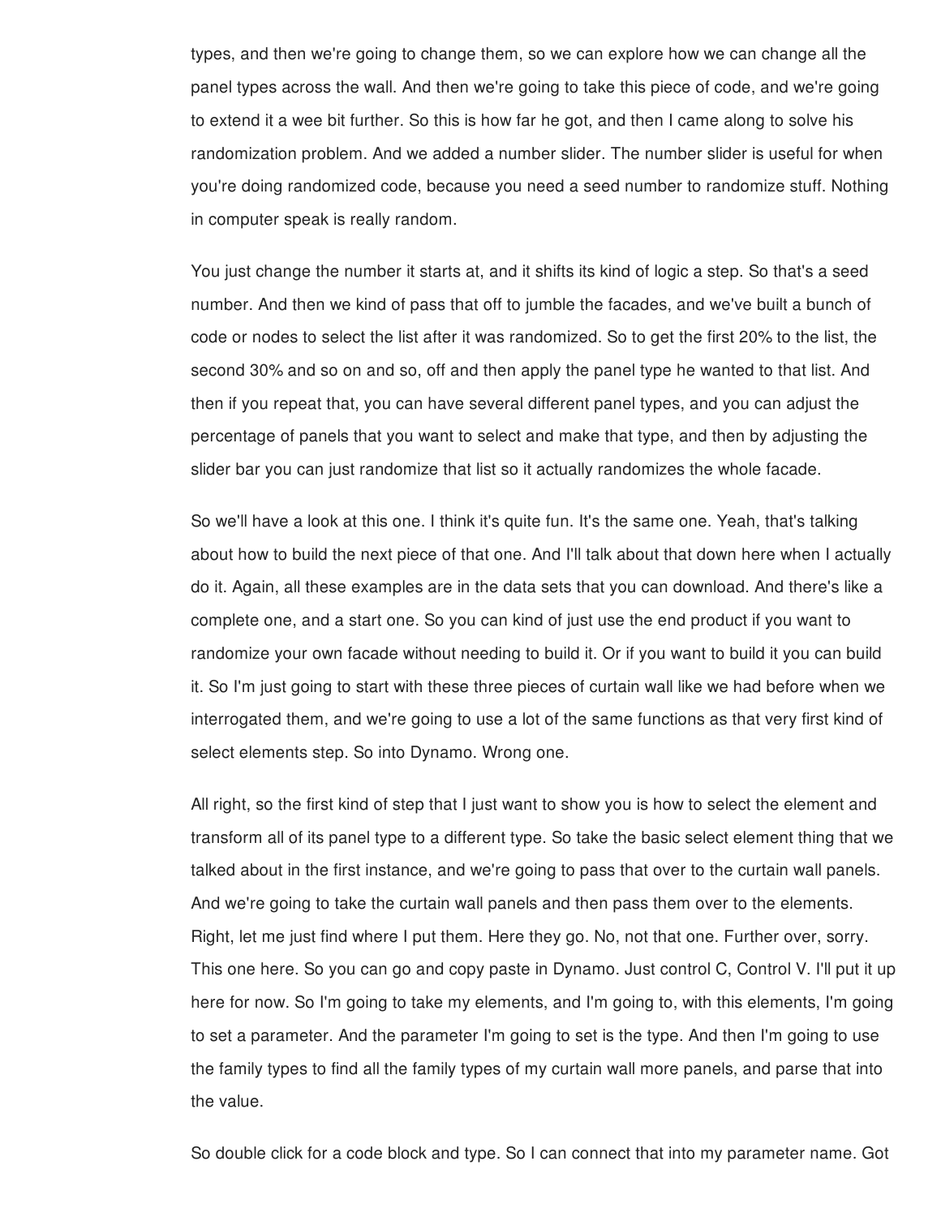types, and then we're going to change them, so we can explore how we can change all the panel types across the wall. And then we're going to take this piece of code, and we're going to extend it a wee bit further. So this is how far he got, and then I came along to solve his randomization problem. And we added a number slider. The number slider is useful for when you're doing randomized code, because you need a seed number to randomize stuff. Nothing in computer speak is really random.

You just change the number it starts at, and it shifts its kind of logic a step. So that's a seed number. And then we kind of pass that off to jumble the facades, and we've built a bunch of code or nodes to select the list after it was randomized. So to get the first 20% to the list, the second 30% and so on and so, off and then apply the panel type he wanted to that list. And then if you repeat that, you can have several different panel types, and you can adjust the percentage of panels that you want to select and make that type, and then by adjusting the slider bar you can just randomize that list so it actually randomizes the whole facade.

So we'll have a look at this one. I think it's quite fun. It's the same one. Yeah, that's talking about how to build the next piece of that one. And I'll talk about that down here when I actually do it. Again, all these examples are in the data sets that you can download. And there's like a complete one, and a start one. So you can kind of just use the end product if you want to randomize your own facade without needing to build it. Or if you want to build it you can build it. So I'm just going to start with these three pieces of curtain wall like we had before when we interrogated them, and we're going to use a lot of the same functions as that very first kind of select elements step. So into Dynamo. Wrong one.

All right, so the first kind of step that I just want to show you is how to select the element and transform all of its panel type to a different type. So take the basic select element thing that we talked about in the first instance, and we're going to pass that over to the curtain wall panels. And we're going to take the curtain wall panels and then pass them over to the elements. Right, let me just find where I put them. Here they go. No, not that one. Further over, sorry. This one here. So you can go and copy paste in Dynamo. Just control C, Control V. I'll put it up here for now. So I'm going to take my elements, and I'm going to, with this elements, I'm going to set a parameter. And the parameter I'm going to set is the type. And then I'm going to use the family types to find all the family types of my curtain wall more panels, and parse that into the value.

So double click for a code block and type. So I can connect that into my parameter name. Got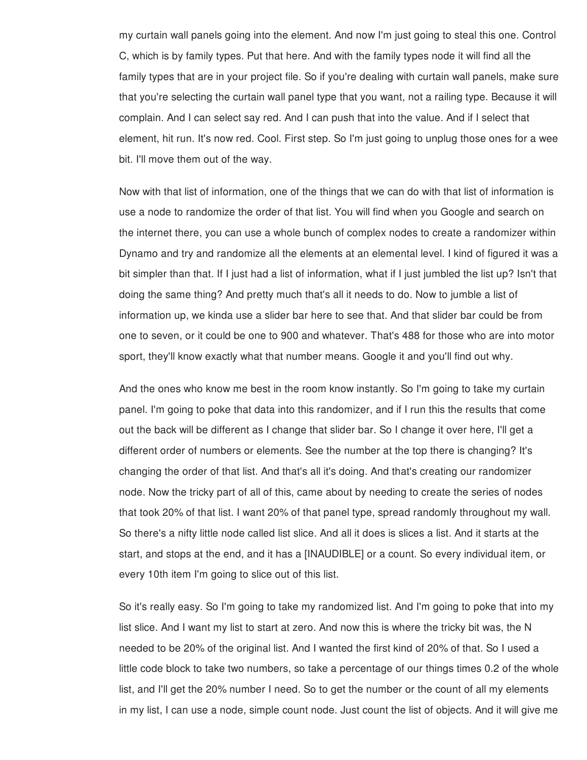my curtain wall panels going into the element. And now I'm just going to steal this one. Control C, which is by family types. Put that here. And with the family types node it will find all the family types that are in your project file. So if you're dealing with curtain wall panels, make sure that you're selecting the curtain wall panel type that you want, not a railing type. Because it will complain. And I can select say red. And I can push that into the value. And if I select that element, hit run. It's now red. Cool. First step. So I'm just going to unplug those ones for a wee bit. I'll move them out of the way.

Now with that list of information, one of the things that we can do with that list of information is use a node to randomize the order of that list. You will find when you Google and search on the internet there, you can use a whole bunch of complex nodes to create a randomizer within Dynamo and try and randomize all the elements at an elemental level. I kind of figured it was a bit simpler than that. If I just had a list of information, what if I just jumbled the list up? Isn't that doing the same thing? And pretty much that's all it needs to do. Now to jumble a list of information up, we kinda use a slider bar here to see that. And that slider bar could be from one to seven, or it could be one to 900 and whatever. That's 488 for those who are into motor sport, they'll know exactly what that number means. Google it and you'll find out why.

And the ones who know me best in the room know instantly. So I'm going to take my curtain panel. I'm going to poke that data into this randomizer, and if I run this the results that come out the back will be different as I change that slider bar. So I change it over here, I'll get a different order of numbers or elements. See the number at the top there is changing? It's changing the order of that list. And that's all it's doing. And that's creating our randomizer node. Now the tricky part of all of this, came about by needing to create the series of nodes that took 20% of that list. I want 20% of that panel type, spread randomly throughout my wall. So there's a nifty little node called list slice. And all it does is slices a list. And it starts at the start, and stops at the end, and it has a [INAUDIBLE] or a count. So every individual item, or every 10th item I'm going to slice out of this list.

So it's really easy. So I'm going to take my randomized list. And I'm going to poke that into my list slice. And I want my list to start at zero. And now this is where the tricky bit was, the N needed to be 20% of the original list. And I wanted the first kind of 20% of that. So I used a little code block to take two numbers, so take a percentage of our things times 0.2 of the whole list, and I'll get the 20% number I need. So to get the number or the count of all my elements in my list, I can use a node, simple count node. Just count the list of objects. And it will give me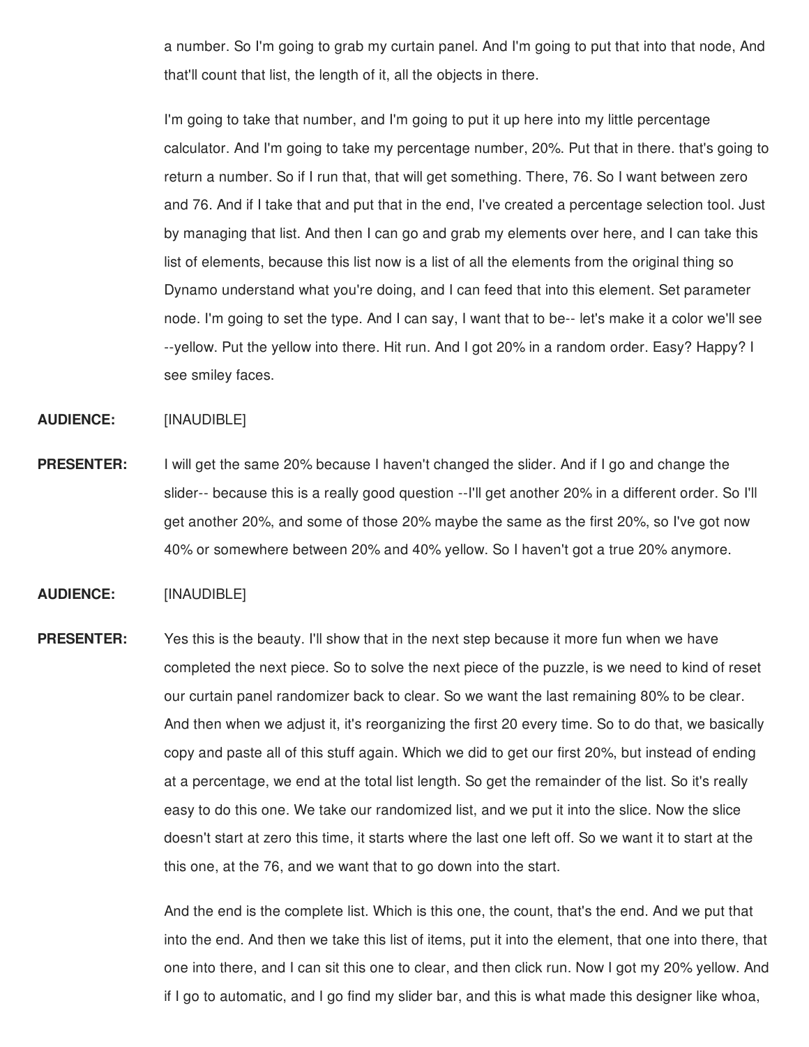a number. So I'm going to grab my curtain panel. And I'm going to put that into that node, And that'll count that list, the length of it, all the objects in there.

I'm going to take that number, and I'm going to put it up here into my little percentage calculator. And I'm going to take my percentage number, 20%. Put that in there. that's going to return a number. So if I run that, that will get something. There, 76. So I want between zero and 76. And if I take that and put that in the end, I've created a percentage selection tool. Just by managing that list. And then I can go and grab my elements over here, and I can take this list of elements, because this list now is a list of all the elements from the original thing so Dynamo understand what you're doing, and I can feed that into this element. Set parameter node. I'm going to set the type. And I can say, I want that to be-- let's make it a color we'll see --yellow. Put the yellow into there. Hit run. And I got 20% in a random order. Easy? Happy? I see smiley faces.

**AUDIENCE:** [INAUDIBLE]

**PRESENTER:** I will get the same 20% because I haven't changed the slider. And if I go and change the slider-- because this is a really good question --I'll get another 20% in a different order. So I'll get another 20%, and some of those 20% maybe the same as the first 20%, so I've got now 40% or somewhere between 20% and 40% yellow. So I haven't got a true 20% anymore.

**AUDIENCE:** [INAUDIBLE]

**PRESENTER:** Yes this is the beauty. I'll show that in the next step because it more fun when we have completed the next piece. So to solve the next piece of the puzzle, is we need to kind of reset our curtain panel randomizer back to clear. So we want the last remaining 80% to be clear. And then when we adjust it, it's reorganizing the first 20 every time. So to do that, we basically copy and paste all of this stuff again. Which we did to get our first 20%, but instead of ending at a percentage, we end at the total list length. So get the remainder of the list. So it's really easy to do this one. We take our randomized list, and we put it into the slice. Now the slice doesn't start at zero this time, it starts where the last one left off. So we want it to start at the this one, at the 76, and we want that to go down into the start.

And the end is the complete list. Which is this one, the count, that's the end. And we put that into the end. And then we take this list of items, put it into the element, that one into there, that one into there, and I can sit this one to clear, and then click run. Now I got my 20% yellow. And if I go to automatic, and I go find my slider bar, and this is what made this designer like whoa,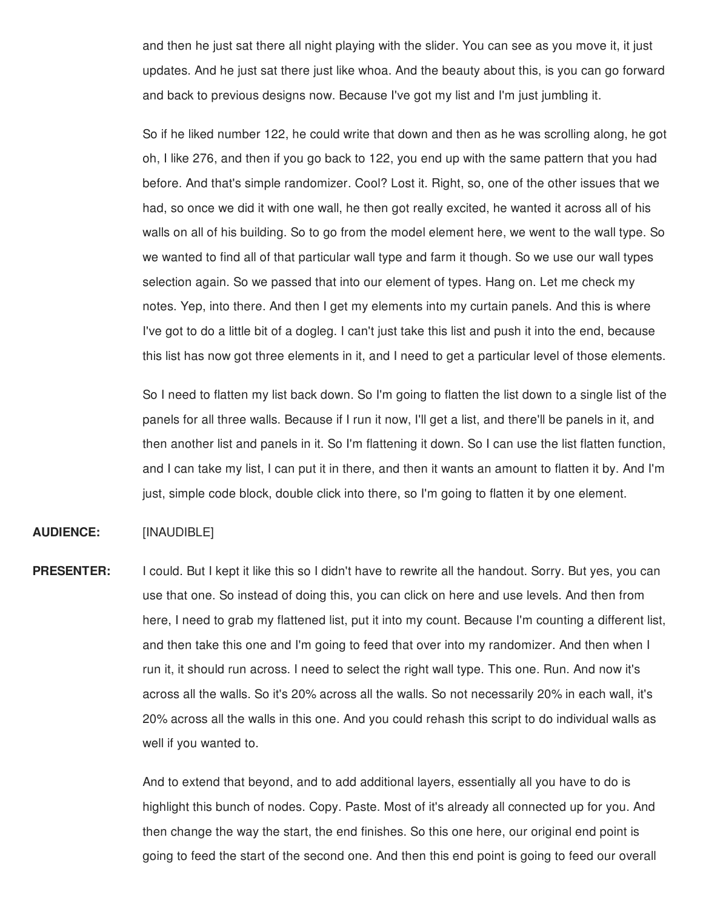and then he just sat there all night playing with the slider. You can see as you move it, it just updates. And he just sat there just like whoa. And the beauty about this, is you can go forward and back to previous designs now. Because I've got my list and I'm just jumbling it.

So if he liked number 122, he could write that down and then as he was scrolling along, he got oh, I like 276, and then if you go back to 122, you end up with the same pattern that you had before. And that's simple randomizer. Cool? Lost it. Right, so, one of the other issues that we had, so once we did it with one wall, he then got really excited, he wanted it across all of his walls on all of his building. So to go from the model element here, we went to the wall type. So we wanted to find all of that particular wall type and farm it though. So we use our wall types selection again. So we passed that into our element of types. Hang on. Let me check my notes. Yep, into there. And then I get my elements into my curtain panels. And this is where I've got to do a little bit of a dogleg. I can't just take this list and push it into the end, because this list has now got three elements in it, and I need to get a particular level of those elements.

So I need to flatten my list back down. So I'm going to flatten the list down to a single list of the panels for all three walls. Because if I run it now, I'll get a list, and there'll be panels in it, and then another list and panels in it. So I'm flattening it down. So I can use the list flatten function, and I can take my list, I can put it in there, and then it wants an amount to flatten it by. And I'm just, simple code block, double click into there, so I'm going to flatten it by one element.

**AUDIENCE:** [INAUDIBLE]

**PRESENTER:** I could. But I kept it like this so I didn't have to rewrite all the handout. Sorry. But yes, you can use that one. So instead of doing this, you can click on here and use levels. And then from here, I need to grab my flattened list, put it into my count. Because I'm counting a different list, and then take this one and I'm going to feed that over into my randomizer. And then when I run it, it should run across. I need to select the right wall type. This one. Run. And now it's across all the walls. So it's 20% across all the walls. So not necessarily 20% in each wall, it's 20% across all the walls in this one. And you could rehash this script to do individual walls as well if you wanted to.

And to extend that beyond, and to add additional layers, essentially all you have to do is highlight this bunch of nodes. Copy. Paste. Most of it's already all connected up for you. And then change the way the start, the end finishes. So this one here, our original end point is going to feed the start of the second one. And then this end point is going to feed our overall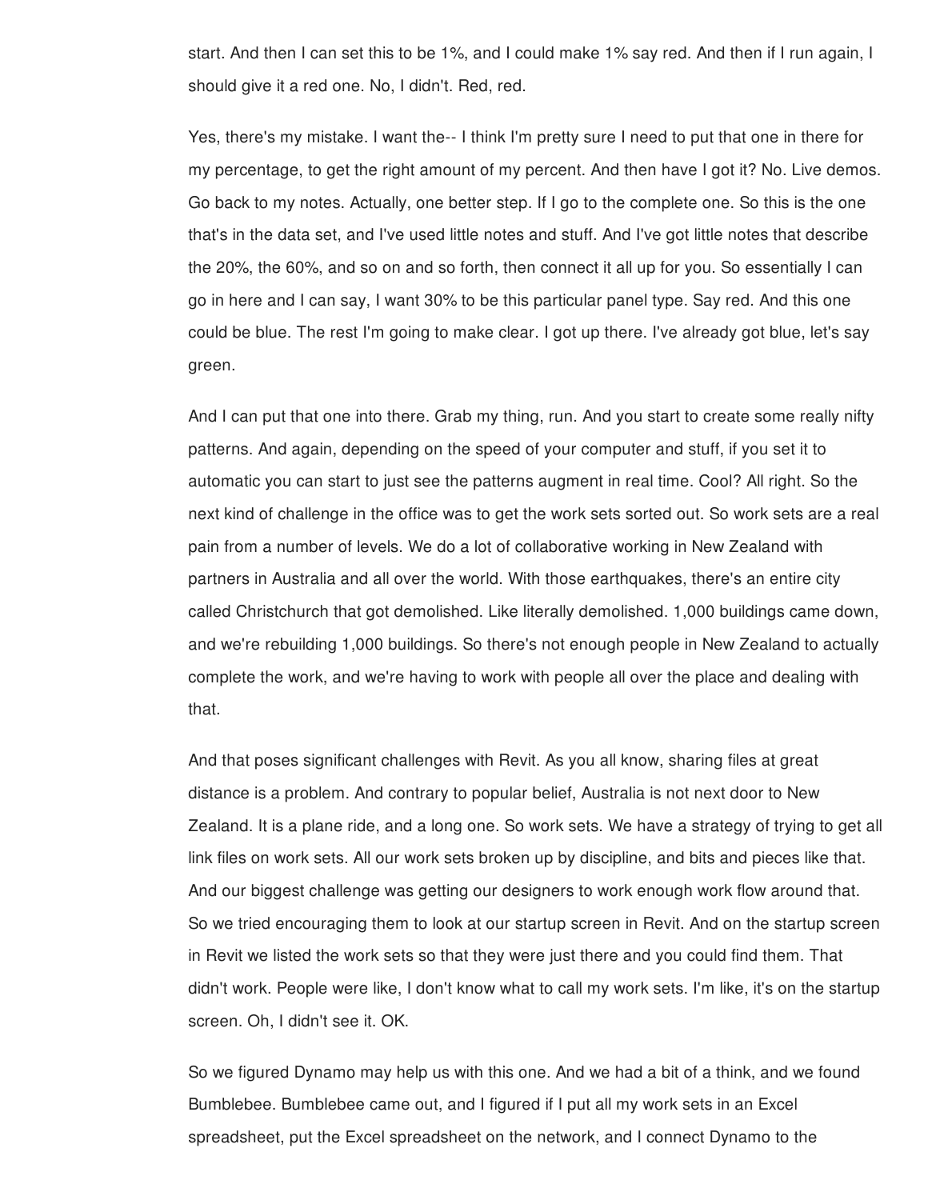start. And then I can set this to be 1%, and I could make 1% say red. And then if I run again, I should give it a red one. No, I didn't. Red, red.

Yes, there's my mistake. I want the-- I think I'm pretty sure I need to put that one in there for my percentage, to get the right amount of my percent. And then have I got it? No. Live demos. Go back to my notes. Actually, one better step. If I go to the complete one. So this is the one that's in the data set, and I've used little notes and stuff. And I've got little notes that describe the 20%, the 60%, and so on and so forth, then connect it all up for you. So essentially I can go in here and I can say, I want 30% to be this particular panel type. Say red. And this one could be blue. The rest I'm going to make clear. I got up there. I've already got blue, let's say green.

And I can put that one into there. Grab my thing, run. And you start to create some really nifty patterns. And again, depending on the speed of your computer and stuff, if you set it to automatic you can start to just see the patterns augment in real time. Cool? All right. So the next kind of challenge in the office was to get the work sets sorted out. So work sets are a real pain from a number of levels. We do a lot of collaborative working in New Zealand with partners in Australia and all over the world. With those earthquakes, there's an entire city called Christchurch that got demolished. Like literally demolished. 1,000 buildings came down, and we're rebuilding 1,000 buildings. So there's not enough people in New Zealand to actually complete the work, and we're having to work with people all over the place and dealing with that.

And that poses significant challenges with Revit. As you all know, sharing files at great distance is a problem. And contrary to popular belief, Australia is not next door to New Zealand. It is a plane ride, and a long one. So work sets. We have a strategy of trying to get all link files on work sets. All our work sets broken up by discipline, and bits and pieces like that. And our biggest challenge was getting our designers to work enough work flow around that. So we tried encouraging them to look at our startup screen in Revit. And on the startup screen in Revit we listed the work sets so that they were just there and you could find them. That didn't work. People were like, I don't know what to call my work sets. I'm like, it's on the startup screen. Oh, I didn't see it. OK.

So we figured Dynamo may help us with this one. And we had a bit of a think, and we found Bumblebee. Bumblebee came out, and I figured if I put all my work sets in an Excel spreadsheet, put the Excel spreadsheet on the network, and I connect Dynamo to the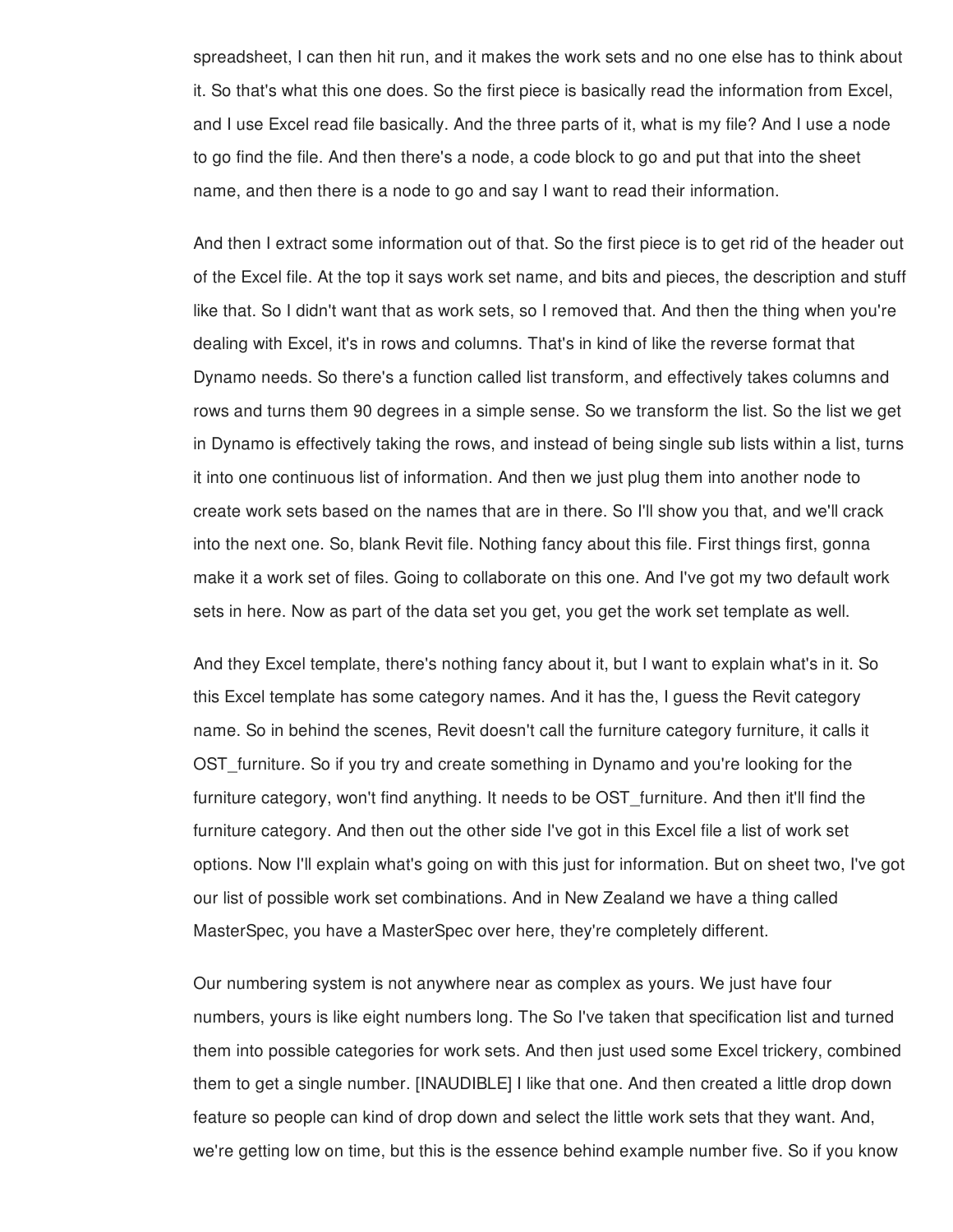spreadsheet, I can then hit run, and it makes the work sets and no one else has to think about it. So that's what this one does. So the first piece is basically read the information from Excel, and I use Excel read file basically. And the three parts of it, what is my file? And I use a node to go find the file. And then there's a node, a code block to go and put that into the sheet name, and then there is a node to go and say I want to read their information.

And then I extract some information out of that. So the first piece is to get rid of the header out of the Excel file. At the top it says work set name, and bits and pieces, the description and stuff like that. So I didn't want that as work sets, so I removed that. And then the thing when you're dealing with Excel, it's in rows and columns. That's in kind of like the reverse format that Dynamo needs. So there's a function called list transform, and effectively takes columns and rows and turns them 90 degrees in a simple sense. So we transform the list. So the list we get in Dynamo is effectively taking the rows, and instead of being single sub lists within a list, turns it into one continuous list of information. And then we just plug them into another node to create work sets based on the names that are in there. So I'll show you that, and we'll crack into the next one. So, blank Revit file. Nothing fancy about this file. First things first, gonna make it a work set of files. Going to collaborate on this one. And I've got my two default work sets in here. Now as part of the data set you get, you get the work set template as well.

And they Excel template, there's nothing fancy about it, but I want to explain what's in it. So this Excel template has some category names. And it has the, I guess the Revit category name. So in behind the scenes, Revit doesn't call the furniture category furniture, it calls it OST_furniture. So if you try and create something in Dynamo and you're looking for the furniture category, won't find anything. It needs to be OST_furniture. And then it'll find the furniture category. And then out the other side I've got in this Excel file a list of work set options. Now I'll explain what's going on with this just for information. But on sheet two, I've got our list of possible work set combinations. And in New Zealand we have a thing called MasterSpec, you have a MasterSpec over here, they're completely different.

Our numbering system is not anywhere near as complex as yours. We just have four numbers, yours is like eight numbers long. The So I've taken that specification list and turned them into possible categories for work sets. And then just used some Excel trickery, combined them to get a single number. [INAUDIBLE] I like that one. And then created a little drop down feature so people can kind of drop down and select the little work sets that they want. And, we're getting low on time, but this is the essence behind example number five. So if you know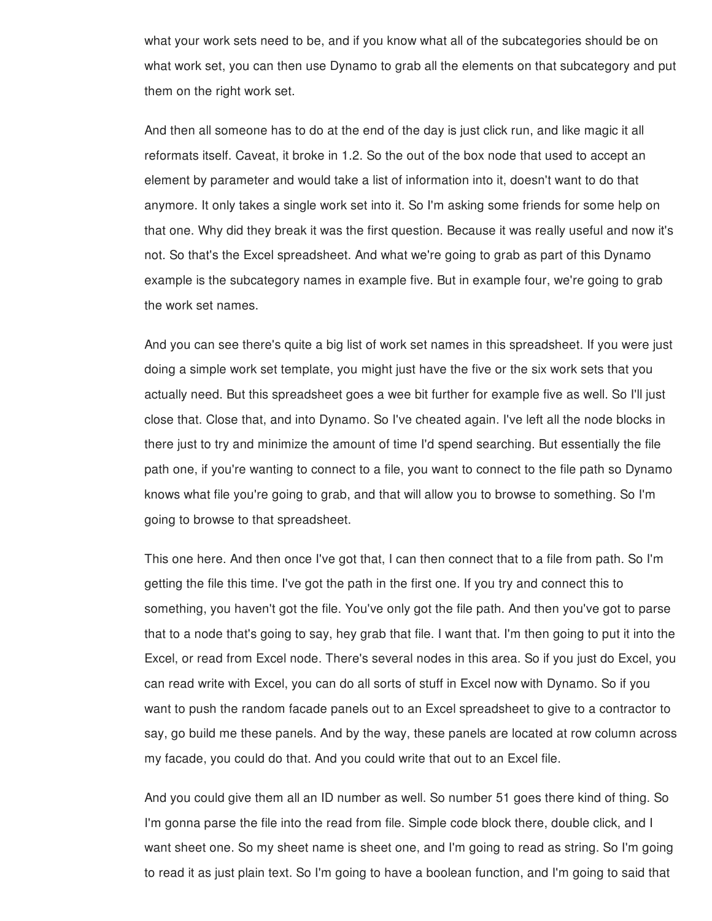what your work sets need to be, and if you know what all of the subcategories should be on what work set, you can then use Dynamo to grab all the elements on that subcategory and put them on the right work set.

And then all someone has to do at the end of the day is just click run, and like magic it all reformats itself. Caveat, it broke in 1.2. So the out of the box node that used to accept an element by parameter and would take a list of information into it, doesn't want to do that anymore. It only takes a single work set into it. So I'm asking some friends for some help on that one. Why did they break it was the first question. Because it was really useful and now it's not. So that's the Excel spreadsheet. And what we're going to grab as part of this Dynamo example is the subcategory names in example five. But in example four, we're going to grab the work set names.

And you can see there's quite a big list of work set names in this spreadsheet. If you were just doing a simple work set template, you might just have the five or the six work sets that you actually need. But this spreadsheet goes a wee bit further for example five as well. So I'll just close that. Close that, and into Dynamo. So I've cheated again. I've left all the node blocks in there just to try and minimize the amount of time I'd spend searching. But essentially the file path one, if you're wanting to connect to a file, you want to connect to the file path so Dynamo knows what file you're going to grab, and that will allow you to browse to something. So I'm going to browse to that spreadsheet.

This one here. And then once I've got that, I can then connect that to a file from path. So I'm getting the file this time. I've got the path in the first one. If you try and connect this to something, you haven't got the file. You've only got the file path. And then you've got to parse that to a node that's going to say, hey grab that file. I want that. I'm then going to put it into the Excel, or read from Excel node. There's several nodes in this area. So if you just do Excel, you can read write with Excel, you can do all sorts of stuff in Excel now with Dynamo. So if you want to push the random facade panels out to an Excel spreadsheet to give to a contractor to say, go build me these panels. And by the way, these panels are located at row column across my facade, you could do that. And you could write that out to an Excel file.

And you could give them all an ID number as well. So number 51 goes there kind of thing. So I'm gonna parse the file into the read from file. Simple code block there, double click, and I want sheet one. So my sheet name is sheet one, and I'm going to read as string. So I'm going to read it as just plain text. So I'm going to have a boolean function, and I'm going to said that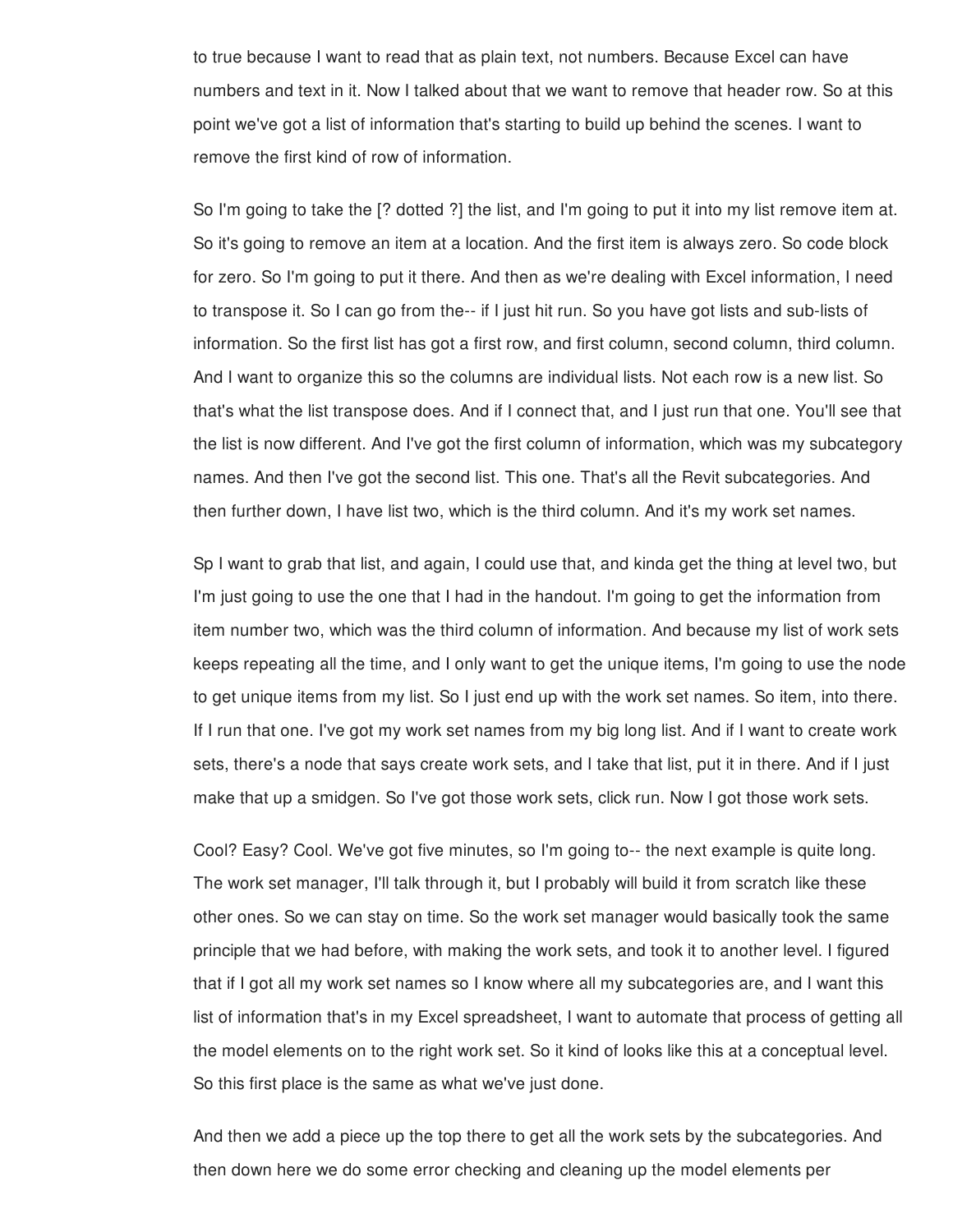to true because I want to read that as plain text, not numbers. Because Excel can have numbers and text in it. Now I talked about that we want to remove that header row. So at this point we've got a list of information that's starting to build up behind the scenes. I want to remove the first kind of row of information.

So I'm going to take the [? dotted ?] the list, and I'm going to put it into my list remove item at. So it's going to remove an item at a location. And the first item is always zero. So code block for zero. So I'm going to put it there. And then as we're dealing with Excel information, I need to transpose it. So I can go from the-- if I just hit run. So you have got lists and sub-lists of information. So the first list has got a first row, and first column, second column, third column. And I want to organize this so the columns are individual lists. Not each row is a new list. So that's what the list transpose does. And if I connect that, and I just run that one. You'll see that the list is now different. And I've got the first column of information, which was my subcategory names. And then I've got the second list. This one. That's all the Revit subcategories. And then further down, I have list two, which is the third column. And it's my work set names.

Sp I want to grab that list, and again, I could use that, and kinda get the thing at level two, but I'm just going to use the one that I had in the handout. I'm going to get the information from item number two, which was the third column of information. And because my list of work sets keeps repeating all the time, and I only want to get the unique items, I'm going to use the node to get unique items from my list. So I just end up with the work set names. So item, into there. If I run that one. I've got my work set names from my big long list. And if I want to create work sets, there's a node that says create work sets, and I take that list, put it in there. And if I just make that up a smidgen. So I've got those work sets, click run. Now I got those work sets.

Cool? Easy? Cool. We've got five minutes, so I'm going to-- the next example is quite long. The work set manager, I'll talk through it, but I probably will build it from scratch like these other ones. So we can stay on time. So the work set manager would basically took the same principle that we had before, with making the work sets, and took it to another level. I figured that if I got all my work set names so I know where all my subcategories are, and I want this list of information that's in my Excel spreadsheet, I want to automate that process of getting all the model elements on to the right work set. So it kind of looks like this at a conceptual level. So this first place is the same as what we've just done.

And then we add a piece up the top there to get all the work sets by the subcategories. And then down here we do some error checking and cleaning up the model elements per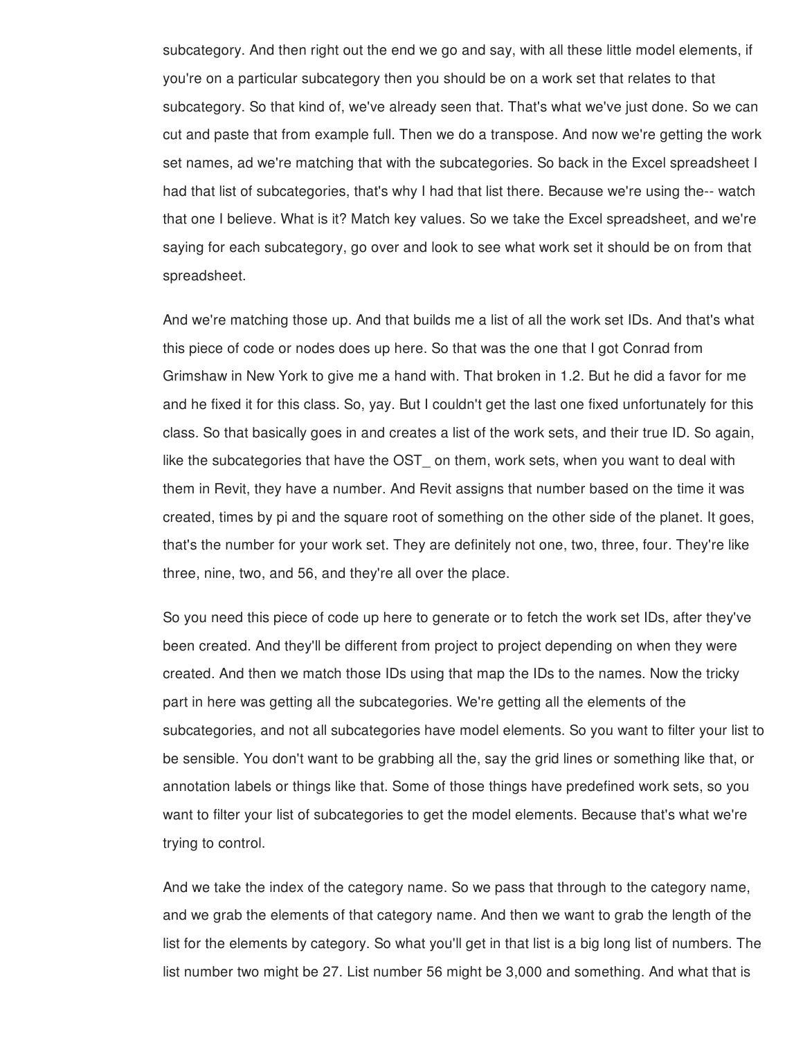subcategory. And then right out the end we go and say, with all these little model elements, if you're on a particular subcategory then you should be on a work set that relates to that subcategory. So that kind of, we've already seen that. That's what we've just done. So we can cut and paste that from example full. Then we do a transpose. And now we're getting the work set names, ad we're matching that with the subcategories. So back in the Excel spreadsheet I had that list of subcategories, that's why I had that list there. Because we're using the-- watch that one I believe. What is it? Match key values. So we take the Excel spreadsheet, and we're saying for each subcategory, go over and look to see what work set it should be on from that spreadsheet.

And we're matching those up. And that builds me a list of all the work set IDs. And that's what this piece of code or nodes does up here. So that was the one that I got Conrad from Grimshaw in New York to give me a hand with. That broken in 1.2. But he did a favor for me and he fixed it for this class. So, yay. But I couldn't get the last one fixed unfortunately for this class. So that basically goes in and creates a list of the work sets, and their true ID. So again, like the subcategories that have the OST_ on them, work sets, when you want to deal with them in Revit, they have a number. And Revit assigns that number based on the time it was created, times by pi and the square root of something on the other side of the planet. It goes, that's the number for your work set. They are definitely not one, two, three, four. They're like three, nine, two, and 56, and they're all over the place.

So you need this piece of code up here to generate or to fetch the work set IDs, after they've been created. And they'll be different from project to project depending on when they were created. And then we match those IDs using that map the IDs to the names. Now the tricky part in here was getting all the subcategories. We're getting all the elements of the subcategories, and not all subcategories have model elements. So you want to filter your list to be sensible. You don't want to be grabbing all the, say the grid lines or something like that, or annotation labels or things like that. Some of those things have predefined work sets, so you want to filter your list of subcategories to get the model elements. Because that's what we're trying to control.

And we take the index of the category name. So we pass that through to the category name, and we grab the elements of that category name. And then we want to grab the length of the list for the elements by category. So what you'll get in that list is a big long list of numbers. The list number two might be 27. List number 56 might be 3,000 and something. And what that is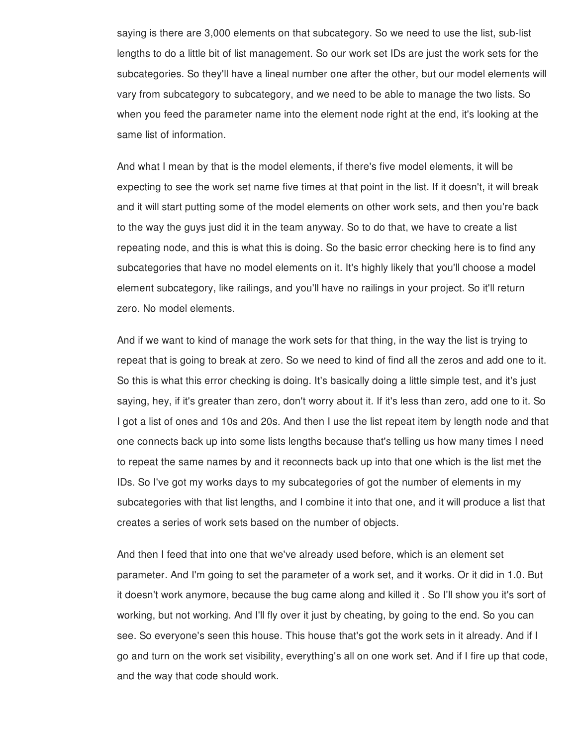saying is there are 3,000 elements on that subcategory. So we need to use the list, sub-list lengths to do a little bit of list management. So our work set IDs are just the work sets for the subcategories. So they'll have a lineal number one after the other, but our model elements will vary from subcategory to subcategory, and we need to be able to manage the two lists. So when you feed the parameter name into the element node right at the end, it's looking at the same list of information.

And what I mean by that is the model elements, if there's five model elements, it will be expecting to see the work set name five times at that point in the list. If it doesn't, it will break and it will start putting some of the model elements on other work sets, and then you're back to the way the guys just did it in the team anyway. So to do that, we have to create a list repeating node, and this is what this is doing. So the basic error checking here is to find any subcategories that have no model elements on it. It's highly likely that you'll choose a model element subcategory, like railings, and you'll have no railings in your project. So it'll return zero. No model elements.

And if we want to kind of manage the work sets for that thing, in the way the list is trying to repeat that is going to break at zero. So we need to kind of find all the zeros and add one to it. So this is what this error checking is doing. It's basically doing a little simple test, and it's just saying, hey, if it's greater than zero, don't worry about it. If it's less than zero, add one to it. So I got a list of ones and 10s and 20s. And then I use the list repeat item by length node and that one connects back up into some lists lengths because that's telling us how many times I need to repeat the same names by and it reconnects back up into that one which is the list met the IDs. So I've got my works days to my subcategories of got the number of elements in my subcategories with that list lengths, and I combine it into that one, and it will produce a list that creates a series of work sets based on the number of objects.

And then I feed that into one that we've already used before, which is an element set parameter. And I'm going to set the parameter of a work set, and it works. Or it did in 1.0. But it doesn't work anymore, because the bug came along and killed it . So I'll show you it's sort of working, but not working. And I'll fly over it just by cheating, by going to the end. So you can see. So everyone's seen this house. This house that's got the work sets in it already. And if I go and turn on the work set visibility, everything's all on one work set. And if I fire up that code, and the way that code should work.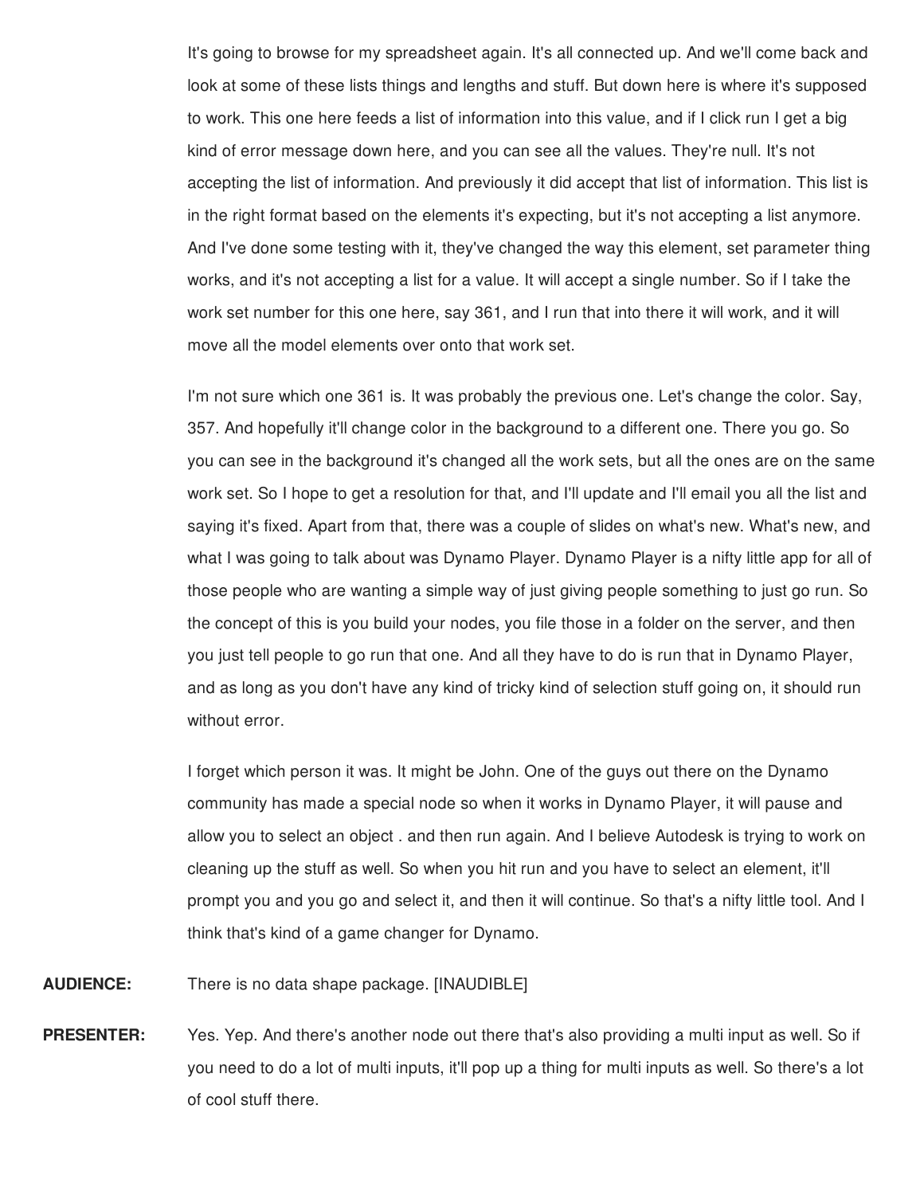It's going to browse for my spreadsheet again. It's all connected up. And we'll come back and look at some of these lists things and lengths and stuff. But down here is where it's supposed to work. This one here feeds a list of information into this value, and if I click run I get a big kind of error message down here, and you can see all the values. They're null. It's not accepting the list of information. And previously it did accept that list of information. This list is in the right format based on the elements it's expecting, but it's not accepting a list anymore. And I've done some testing with it, they've changed the way this element, set parameter thing works, and it's not accepting a list for a value. It will accept a single number. So if I take the work set number for this one here, say 361, and I run that into there it will work, and it will move all the model elements over onto that work set.

I'm not sure which one 361 is. It was probably the previous one. Let's change the color. Say, 357. And hopefully it'll change color in the background to a different one. There you go. So you can see in the background it's changed all the work sets, but all the ones are on the same work set. So I hope to get a resolution for that, and I'll update and I'll email you all the list and saying it's fixed. Apart from that, there was a couple of slides on what's new. What's new, and what I was going to talk about was Dynamo Player. Dynamo Player is a nifty little app for all of those people who are wanting a simple way of just giving people something to just go run. So the concept of this is you build your nodes, you file those in a folder on the server, and then you just tell people to go run that one. And all they have to do is run that in Dynamo Player, and as long as you don't have any kind of tricky kind of selection stuff going on, it should run without error.

I forget which person it was. It might be John. One of the guys out there on the Dynamo community has made a special node so when it works in Dynamo Player, it will pause and allow you to select an object . and then run again. And I believe Autodesk is trying to work on cleaning up the stuff as well. So when you hit run and you have to select an element, it'll prompt you and you go and select it, and then it will continue. So that's a nifty little tool. And I think that's kind of a game changer for Dynamo.

**AUDIENCE:** There is no data shape package. [INAUDIBLE]

**PRESENTER:** Yes. Yep. And there's another node out there that's also providing a multi input as well. So if you need to do a lot of multi inputs, it'll pop up a thing for multi inputs as well. So there's a lot of cool stuff there.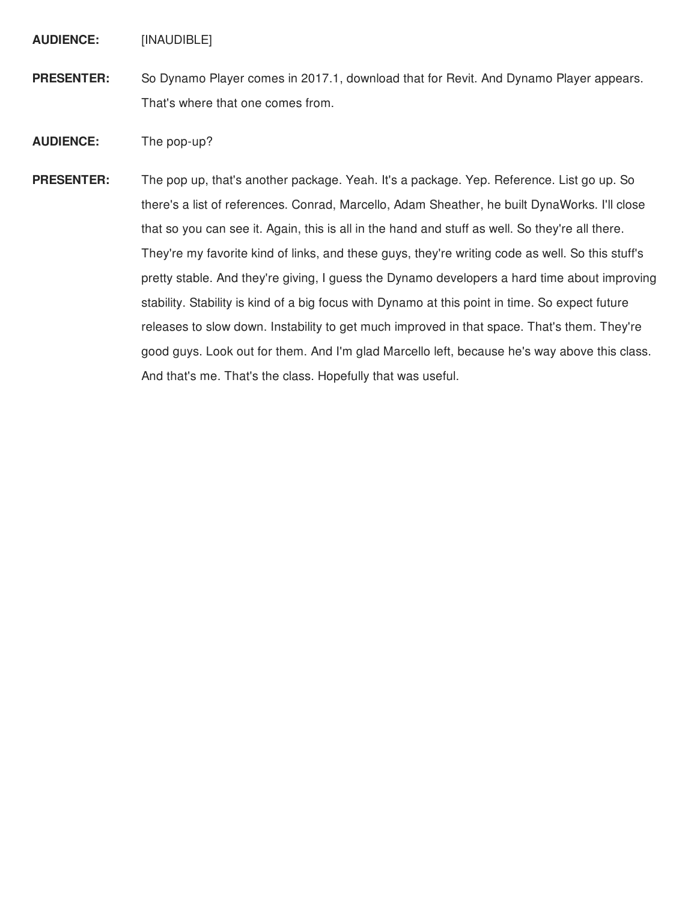**AUDIENCE:** [INAUDIBLE]

**PRESENTER:** So Dynamo Player comes in 2017.1, download that for Revit. And Dynamo Player appears. That's where that one comes from.

**AUDIENCE:** The pop-up?

**PRESENTER:** The pop up, that's another package. Yeah. It's a package. Yep. Reference. List go up. So there's a list of references. Conrad, Marcello, Adam Sheather, he built DynaWorks. I'll close that so you can see it. Again, this is all in the hand and stuff as well. So they're all there. They're my favorite kind of links, and these guys, they're writing code as well. So this stuff's pretty stable. And they're giving, I guess the Dynamo developers a hard time about improving stability. Stability is kind of a big focus with Dynamo at this point in time. So expect future releases to slow down. Instability to get much improved in that space. That's them. They're good guys. Look out for them. And I'm glad Marcello left, because he's way above this class. And that's me. That's the class. Hopefully that was useful.